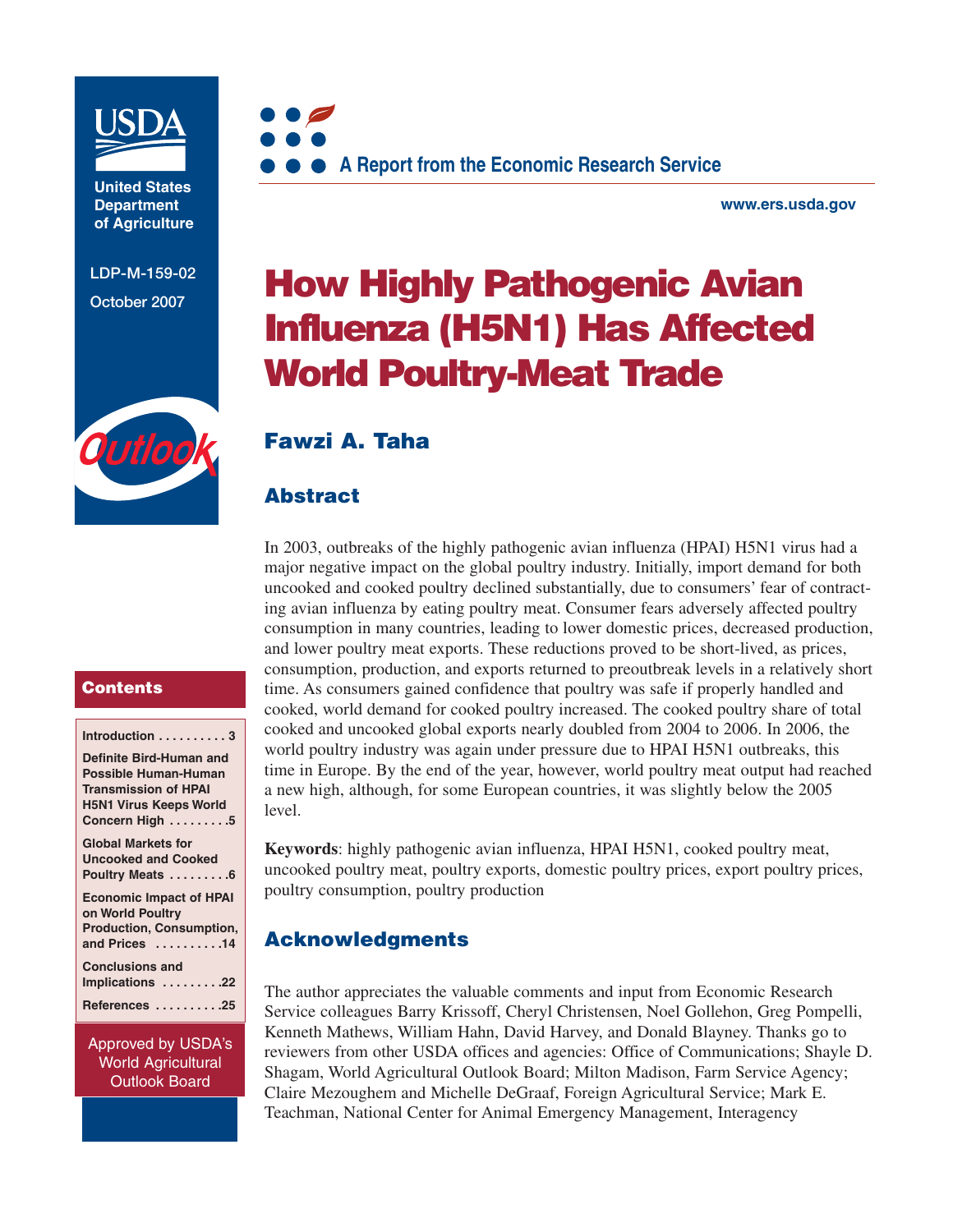United States Department of Agriculture

LDP-M-159-02

October 2007

A Report from the Economic Research Service

www.ers.usda.gov

# How Highly Pathogenic Avian Influenza (H5N1) Has Affected World Poultry-Meat Trade

## Fawzi A. Taha

## Abstract

In 2003, outbreaks of the highly pathogenic avian influenza (HPAI) H5N1 virus had a major negative impact on the global poultry industry. Initially, import demand for both uncooked and cooked poultry declined substantially, due to consumers' fear of contracting avian influenza by eating poultry meat. Consumer fears adversely affected poultry consumption in many countries, leading to lower domestic prices, decreased production, and lower poultry meat exports. These reductions proved to be short-lived, as prices, consumption, production, and exports returned to preoutbreak levels in a relatively short time. As consumers gained confidence that poultry was safe if properly handled and cooked, world demand for cooked poultry increased. The cooked poultry share of total cooked and uncooked global exports nearly doubled from 2004 to 2006. In 2006, the world poultry industry was again under pressure due to HPAI H5N1 outbreaks, this time in Europe. By the end of the year, however, world poultry meat output had reached a new high, although, for some European countries, it was slightly below the 2005 level.

**Keywords**: highly pathogenic avian influenza, HPAI H5N1, cooked poultry meat, uncooked poultry meat, poultry exports, domestic poultry prices, export poultry prices, poultry consumption, poultry production

## Acknowledgments

The author appreciates the valuable comments and input from Economic Research Service colleagues Barry Krissoff, Cheryl Christensen, Noel Gollehon, Greg Pompelli, Kenneth Mathews, William Hahn, David Harvey, and Donald Blayney. Thanks go to reviewers from other USDA offices and agencies: Office of Communications; Shayle D. Shagam, World Agricultural Outlook Board; Milton Madison, Farm Service Agency; Claire Mezoughem and Michelle DeGraaf, Foreign Agricultural Service; Mark E. Teachman, National Center for Animal Emergency Management, Interagency

## Contents

- Introduction . . . . . . . . . . 3
- Definite Bird-Human and Possible Human-Human Transmission of HPAI H5N1 Virus Keeps World Concern High . . . . . . . . .5
- Global Markets for Uncooked and Cooked Poultry Meats . . . . . . . . .6
- Economic Impact of HPAI on World Poultry Production, Consumption, and Prices . . . . . . . . . .14
- Conclusions and Implications . . . . . . . . .22
- References . . . . . . . . . .25

Approved by USDA's World Agricultural Outlook Board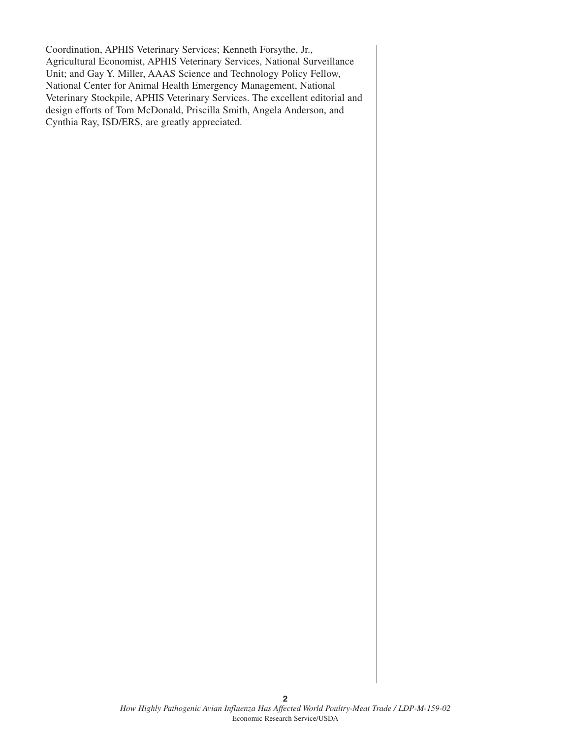Coordination, APHIS Veterinary Services; Kenneth Forsythe, Jr., Agricultural Economist, APHIS Veterinary Services, National Surveillance Unit; and Gay Y. Miller, AAAS Science and Technology Policy Fellow, National Center for Animal Health Emergency Management, National Veterinary Stockpile, APHIS Veterinary Services. The excellent editorial and design efforts of Tom McDonald, Priscilla Smith, Angela Anderson, and Cynthia Ray, ISD/ERS, are greatly appreciated.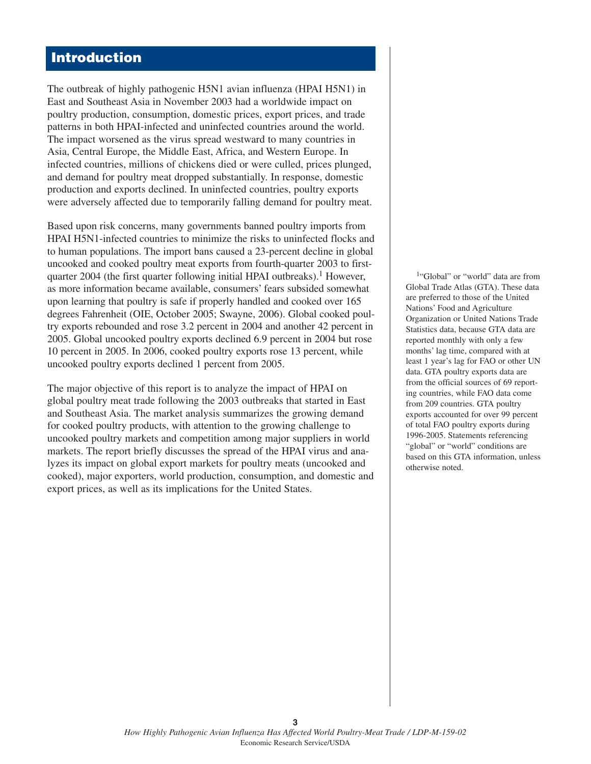# Introduction

The outbreak of highly pathogenic H5N1 avian influenza (HPAI H5N1) in East and Southeast Asia in November 2003 had a worldwide impact on poultry production, consumption, domestic prices, export prices, and trade patterns in both HPAI-infected and uninfected countries around the world. The impact worsened as the virus spread westward to many countries in Asia, Central Europe, the Middle East, Africa, and Western Europe. In infected countries, millions of chickens died or were culled, prices plunged, and demand for poultry meat dropped substantially. In response, domestic production and exports declined. In uninfected countries, poultry exports were adversely affected due to temporarily falling demand for poultry meat.

Based upon risk concerns, many governments banned poultry imports from HPAI H5N1-infected countries to minimize the risks to uninfected flocks and to human populations. The import bans caused a 23-percent decline in global uncooked and cooked poultry meat exports from fourth-quarter 2003 to first-quarter 2004 (the first quarter following initial HPAI outbreaks).[1] However, as more information became available, consumers' fears subsided somewhat upon learning that poultry is safe if properly handled and cooked over 165 degrees Fahrenheit (OIE, October 2005; Swayne, 2006). Global cooked poultry exports rebounded and rose 3.2 percent in 2004 and another 42 percent in 2005. Global uncooked poultry exports declined 6.9 percent in 2004 but rose 10 percent in 2005. In 2006, cooked poultry exports rose 13 percent, while uncooked poultry exports declined 1 percent from 2005.

The major objective of this report is to analyze the impact of HPAI on global poultry meat trade following the 2003 outbreaks that started in East and Southeast Asia. The market analysis summarizes the growing demand for cooked poultry products, with attention to the growing challenge to uncooked poultry markets and competition among major suppliers in world markets. The report briefly discusses the spread of the HPAI virus and analyzes its impact on global export markets for poultry meats (uncooked and cooked), major exporters, world production, consumption, and domestic and export prices, as well as its implications for the United States.

[1] "Global" or "world" data are from Global Trade Atlas (GTA). These data are preferred to those of the United Nations' Food and Agriculture Organization or United Nations Trade Statistics data, because GTA data are reported monthly with only a few months' lag time, compared with at least 1 year's lag for FAO or other UN data. GTA poultry exports data are from the official sources of 69 reporting countries, while FAO data come from 209 countries. GTA poultry exports accounted for over 99 percent of total FAO poultry exports during 1996-2005. Statements referencing "global" or "world" conditions are based on this GTA information, unless otherwise noted.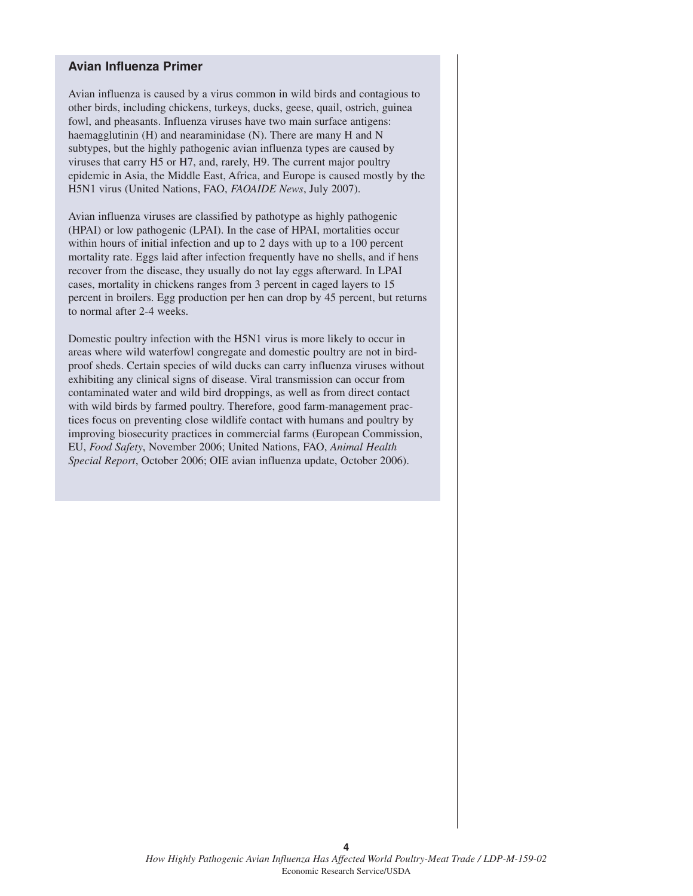## Avian Influenza Primer

Avian influenza is caused by a virus common in wild birds and contagious to other birds, including chickens, turkeys, ducks, geese, quail, ostrich, guinea fowl, and pheasants. Influenza viruses have two main surface antigens: haemagglutinin (H) and nearaminidase (N). There are many H and N subtypes, but the highly pathogenic avian influenza types are caused by viruses that carry H5 or H7, and, rarely, H9. The current major poultry epidemic in Asia, the Middle East, Africa, and Europe is caused mostly by the H5N1 virus (United Nations, FAO, *FAOAIDE News*, July 2007).

Avian influenza viruses are classified by pathotype as highly pathogenic (HPAI) or low pathogenic (LPAI). In the case of HPAI, mortalities occur within hours of initial infection and up to 2 days with up to a 100 percent mortality rate. Eggs laid after infection frequently have no shells, and if hens recover from the disease, they usually do not lay eggs afterward. In LPAI cases, mortality in chickens ranges from 3 percent in caged layers to 15 percent in broilers. Egg production per hen can drop by 45 percent, but returns to normal after 2-4 weeks.

Domestic poultry infection with the H5N1 virus is more likely to occur in areas where wild waterfowl congregate and domestic poultry are not in bird-proof sheds. Certain species of wild ducks can carry influenza viruses without exhibiting any clinical signs of disease. Viral transmission can occur from contaminated water and wild bird droppings, as well as from direct contact with wild birds by farmed poultry. Therefore, good farm-management practices focus on preventing close wildlife contact with humans and poultry by improving biosecurity practices in commercial farms (European Commission, EU, *Food Safety*, November 2006; United Nations, FAO, *Animal Health Special Report*, October 2006; OIE avian influenza update, October 2006).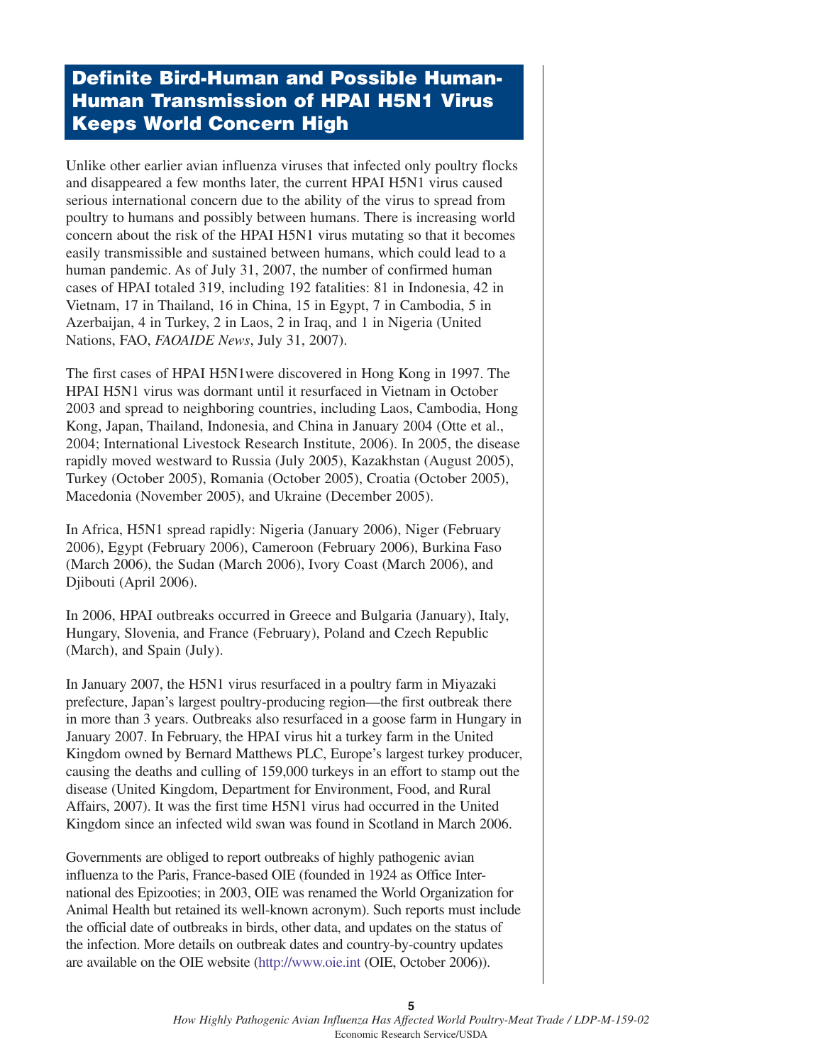## Definite Bird-Human and Possible Human-Human Transmission of HPAI H5N1 Virus Keeps World Concern High

Unlike other earlier avian influenza viruses that infected only poultry flocks and disappeared a few months later, the current HPAI H5N1 virus caused serious international concern due to the ability of the virus to spread from poultry to humans and possibly between humans. There is increasing world concern about the risk of the HPAI H5N1 virus mutating so that it becomes easily transmissible and sustained between humans, which could lead to a human pandemic. As of July 31, 2007, the number of confirmed human cases of HPAI totaled 319, including 192 fatalities: 81 in Indonesia, 42 in Vietnam, 17 in Thailand, 16 in China, 15 in Egypt, 7 in Cambodia, 5 in Azerbaijan, 4 in Turkey, 2 in Laos, 2 in Iraq, and 1 in Nigeria (United Nations, FAO, *FAOAIDE News*, July 31, 2007).

The first cases of HPAI H5N1were discovered in Hong Kong in 1997. The HPAI H5N1 virus was dormant until it resurfaced in Vietnam in October 2003 and spread to neighboring countries, including Laos, Cambodia, Hong Kong, Japan, Thailand, Indonesia, and China in January 2004 (Otte et al., 2004; International Livestock Research Institute, 2006). In 2005, the disease rapidly moved westward to Russia (July 2005), Kazakhstan (August 2005), Turkey (October 2005), Romania (October 2005), Croatia (October 2005), Macedonia (November 2005), and Ukraine (December 2005).

In Africa, H5N1 spread rapidly: Nigeria (January 2006), Niger (February 2006), Egypt (February 2006), Cameroon (February 2006), Burkina Faso (March 2006), the Sudan (March 2006), Ivory Coast (March 2006), and Djibouti (April 2006).

In 2006, HPAI outbreaks occurred in Greece and Bulgaria (January), Italy, Hungary, Slovenia, and France (February), Poland and Czech Republic (March), and Spain (July).

In January 2007, the H5N1 virus resurfaced in a poultry farm in Miyazaki prefecture, Japan's largest poultry-producing region—the first outbreak there in more than 3 years. Outbreaks also resurfaced in a goose farm in Hungary in January 2007. In February, the HPAI virus hit a turkey farm in the United Kingdom owned by Bernard Matthews PLC, Europe's largest turkey producer, causing the deaths and culling of 159,000 turkeys in an effort to stamp out the disease (United Kingdom, Department for Environment, Food, and Rural Affairs, 2007). It was the first time H5N1 virus had occurred in the United Kingdom since an infected wild swan was found in Scotland in March 2006.

Governments are obliged to report outbreaks of highly pathogenic avian influenza to the Paris, France-based OIE (founded in 1924 as Office International des Epizooties; in 2003, OIE was renamed the World Organization for Animal Health but retained its well-known acronym). Such reports must include the official date of outbreaks in birds, other data, and updates on the status of the infection. More details on outbreak dates and country-by-country updates are available on the OIE website (http://www.oie.int (OIE, October 2006)).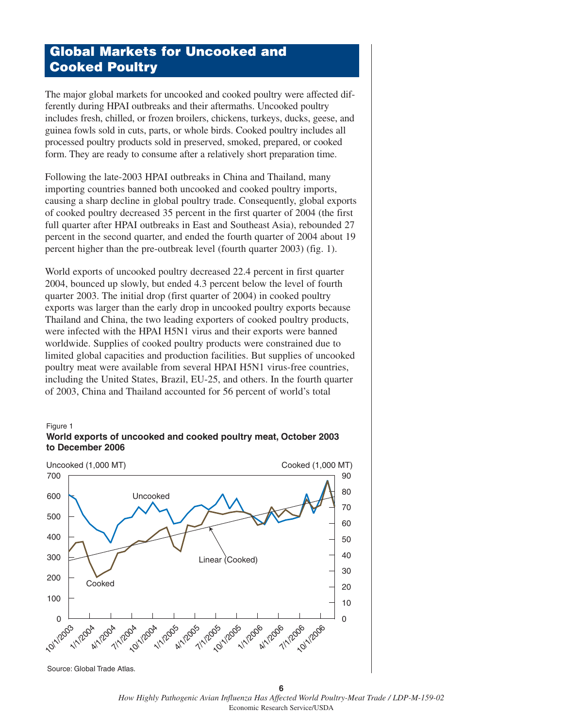## Global Markets for Uncooked and Cooked Poultry

The major global markets for uncooked and cooked poultry were affected differently during HPAI outbreaks and their aftermaths. Uncooked poultry includes fresh, chilled, or frozen broilers, chickens, turkeys, ducks, geese, and guinea fowls sold in cuts, parts, or whole birds. Cooked poultry includes all processed poultry products sold in preserved, smoked, prepared, or cooked form. They are ready to consume after a relatively short preparation time.

Following the late-2003 HPAI outbreaks in China and Thailand, many importing countries banned both uncooked and cooked poultry imports, causing a sharp decline in global poultry trade. Consequently, global exports of cooked poultry decreased 35 percent in the first quarter of 2004 (the first full quarter after HPAI outbreaks in East and Southeast Asia), rebounded 27 percent in the second quarter, and ended the fourth quarter of 2004 about 19 percent higher than the pre-outbreak level (fourth quarter 2003) (fig. 1).

World exports of uncooked poultry decreased 22.4 percent in first quarter 2004, bounced up slowly, but ended 4.3 percent below the level of fourth quarter 2003. The initial drop (first quarter of 2004) in cooked poultry exports was larger than the early drop in uncooked poultry exports because Thailand and China, the two leading exporters of cooked poultry products, were infected with the HPAI H5N1 virus and their exports were banned worldwide. Supplies of cooked poultry products were constrained due to limited global capacities and production facilities. But supplies of uncooked poultry meat were available from several HPAI H5N1 virus-free countries, including the United States, Brazil, EU-25, and others. In the fourth quarter of 2003, China and Thailand accounted for 56 percent of world's total

Figure 1
**World exports of uncooked and cooked poultry meat, October 2003 to December 2006**

Source: Global Trade Atlas.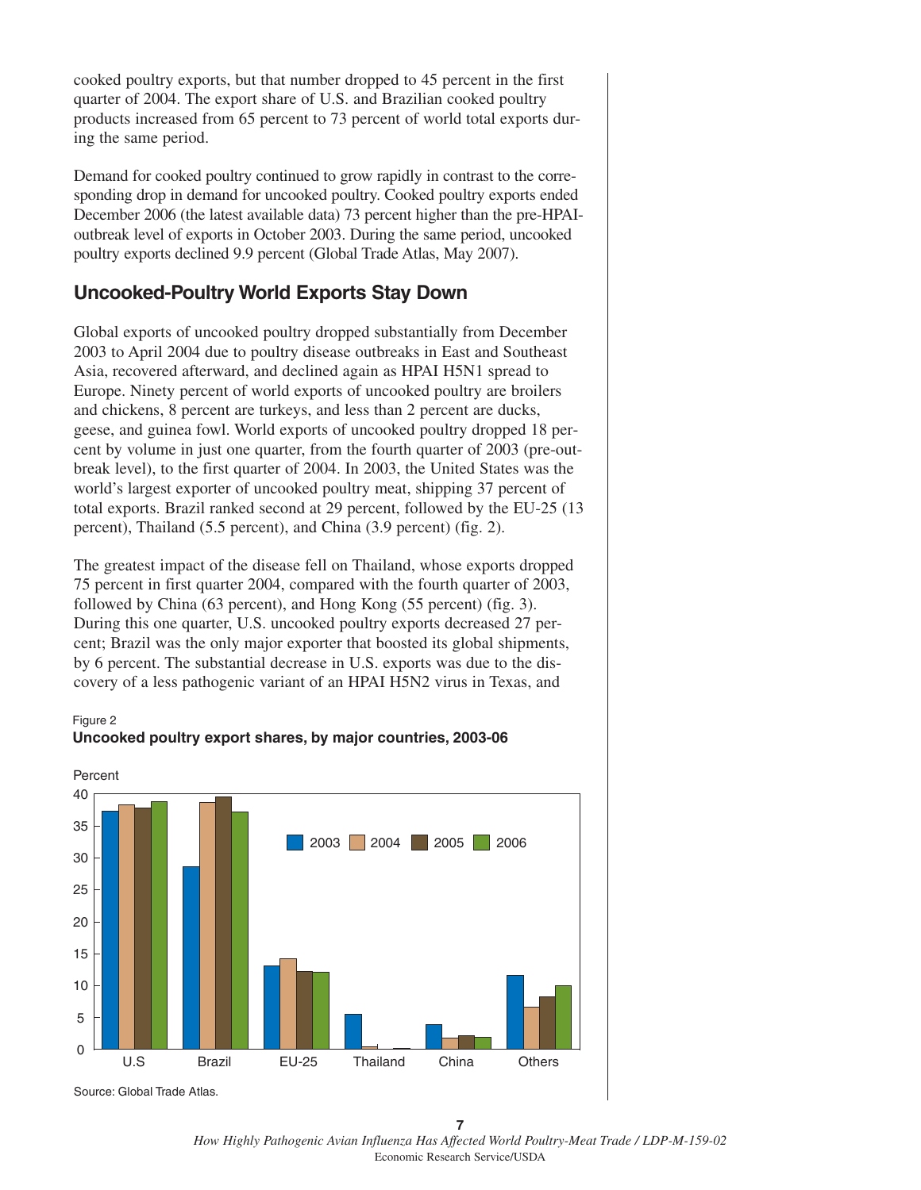cooked poultry exports, but that number dropped to 45 percent in the first quarter of 2004. The export share of U.S. and Brazilian cooked poultry products increased from 65 percent to 73 percent of world total exports during the same period.

Demand for cooked poultry continued to grow rapidly in contrast to the corresponding drop in demand for uncooked poultry. Cooked poultry exports ended December 2006 (the latest available data) 73 percent higher than the pre-HPAI-outbreak level of exports in October 2003. During the same period, uncooked poultry exports declined 9.9 percent (Global Trade Atlas, May 2007).

## Uncooked-Poultry World Exports Stay Down

Global exports of uncooked poultry dropped substantially from December 2003 to April 2004 due to poultry disease outbreaks in East and Southeast Asia, recovered afterward, and declined again as HPAI H5N1 spread to Europe. Ninety percent of world exports of uncooked poultry are broilers and chickens, 8 percent are turkeys, and less than 2 percent are ducks, geese, and guinea fowl. World exports of uncooked poultry dropped 18 percent by volume in just one quarter, from the fourth quarter of 2003 (pre-outbreak level), to the first quarter of 2004. In 2003, the United States was the world's largest exporter of uncooked poultry meat, shipping 37 percent of total exports. Brazil ranked second at 29 percent, followed by the EU-25 (13 percent), Thailand (5.5 percent), and China (3.9 percent) (fig. 2).

The greatest impact of the disease fell on Thailand, whose exports dropped 75 percent in first quarter 2004, compared with the fourth quarter of 2003, followed by China (63 percent), and Hong Kong (55 percent) (fig. 3). During this one quarter, U.S. uncooked poultry exports decreased 27 percent; Brazil was the only major exporter that boosted its global shipments, by 6 percent. The substantial decrease in U.S. exports was due to the discovery of a less pathogenic variant of an HPAI H5N2 virus in Texas, and

Figure 2

**Uncooked poultry export shares, by major countries, 2003-06**

Source: Global Trade Atlas.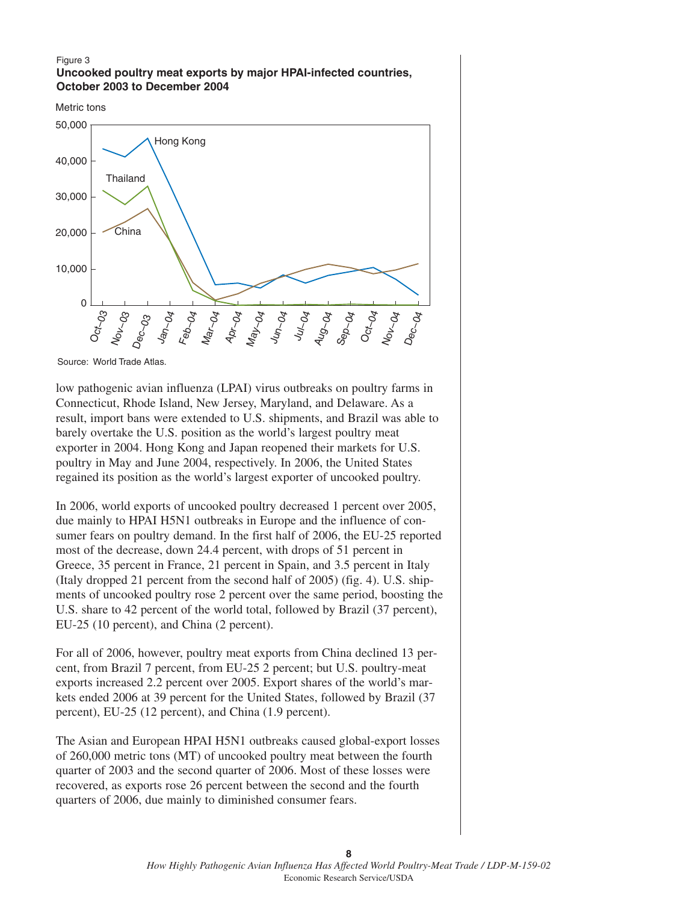Figure 3

**Uncooked poultry meat exports by major HPAI-infected countries, October 2003 to December 2004**

Source: World Trade Atlas.

low pathogenic avian influenza (LPAI) virus outbreaks on poultry farms in Connecticut, Rhode Island, New Jersey, Maryland, and Delaware. As a result, import bans were extended to U.S. shipments, and Brazil was able to barely overtake the U.S. position as the world's largest poultry meat exporter in 2004. Hong Kong and Japan reopened their markets for U.S. poultry in May and June 2004, respectively. In 2006, the United States regained its position as the world's largest exporter of uncooked poultry.

In 2006, world exports of uncooked poultry decreased 1 percent over 2005, due mainly to HPAI H5N1 outbreaks in Europe and the influence of consumer fears on poultry demand. In the first half of 2006, the EU-25 reported most of the decrease, down 24.4 percent, with drops of 51 percent in Greece, 35 percent in France, 21 percent in Spain, and 3.5 percent in Italy (Italy dropped 21 percent from the second half of 2005) (fig. 4). U.S. shipments of uncooked poultry rose 2 percent over the same period, boosting the U.S. share to 42 percent of the world total, followed by Brazil (37 percent), EU-25 (10 percent), and China (2 percent).

For all of 2006, however, poultry meat exports from China declined 13 percent, from Brazil 7 percent, from EU-25 2 percent; but U.S. poultry-meat exports increased 2.2 percent over 2005. Export shares of the world's markets ended 2006 at 39 percent for the United States, followed by Brazil (37 percent), EU-25 (12 percent), and China (1.9 percent).

The Asian and European HPAI H5N1 outbreaks caused global-export losses of 260,000 metric tons (MT) of uncooked poultry meat between the fourth quarter of 2003 and the second quarter of 2006. Most of these losses were recovered, as exports rose 26 percent between the second and the fourth quarters of 2006, due mainly to diminished consumer fears.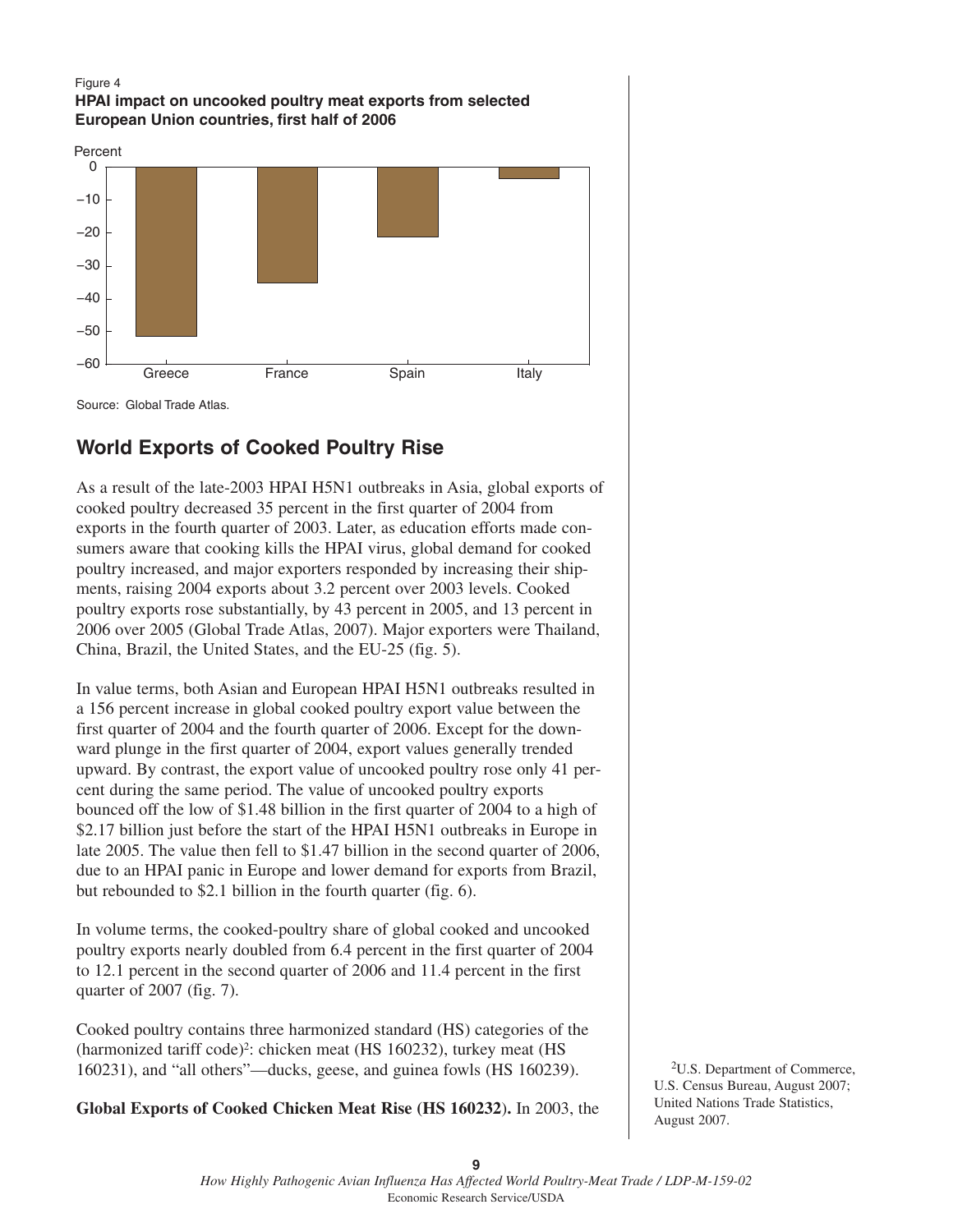Figure 4

**HPAI impact on uncooked poultry meat exports from selected European Union countries, first half of 2006**

Source: Global Trade Atlas.

## World Exports of Cooked Poultry Rise

As a result of the late-2003 HPAI H5N1 outbreaks in Asia, global exports of cooked poultry decreased 35 percent in the first quarter of 2004 from exports in the fourth quarter of 2003. Later, as education efforts made consumers aware that cooking kills the HPAI virus, global demand for cooked poultry increased, and major exporters responded by increasing their shipments, raising 2004 exports about 3.2 percent over 2003 levels. Cooked poultry exports rose substantially, by 43 percent in 2005, and 13 percent in 2006 over 2005 (Global Trade Atlas, 2007). Major exporters were Thailand, China, Brazil, the United States, and the EU-25 (fig. 5).

In value terms, both Asian and European HPAI H5N1 outbreaks resulted in a 156 percent increase in global cooked poultry export value between the first quarter of 2004 and the fourth quarter of 2006. Except for the downward plunge in the first quarter of 2004, export values generally trended upward. By contrast, the export value of uncooked poultry rose only 41 percent during the same period. The value of uncooked poultry exports bounced off the low of $1.48 billion in the first quarter of 2004 to a high of $2.17 billion just before the start of the HPAI H5N1 outbreaks in Europe in late 2005. The value then fell to $1.47 billion in the second quarter of 2006, due to an HPAI panic in Europe and lower demand for exports from Brazil, but rebounded to $2.1 billion in the fourth quarter (fig. 6).

In volume terms, the cooked-poultry share of global cooked and uncooked poultry exports nearly doubled from 6.4 percent in the first quarter of 2004 to 12.1 percent in the second quarter of 2006 and 11.4 percent in the first quarter of 2007 (fig. 7).

Cooked poultry contains three harmonized standard (HS) categories of the (harmonized tariff code)[2]: chicken meat (HS 160232), turkey meat (HS 160231), and "all others"—ducks, geese, and guinea fowls (HS 160239).

**Global Exports of Cooked Chicken Meat Rise (HS 160232).** In 2003, the

[2]U.S. Department of Commerce, U.S. Census Bureau, August 2007; United Nations Trade Statistics, August 2007.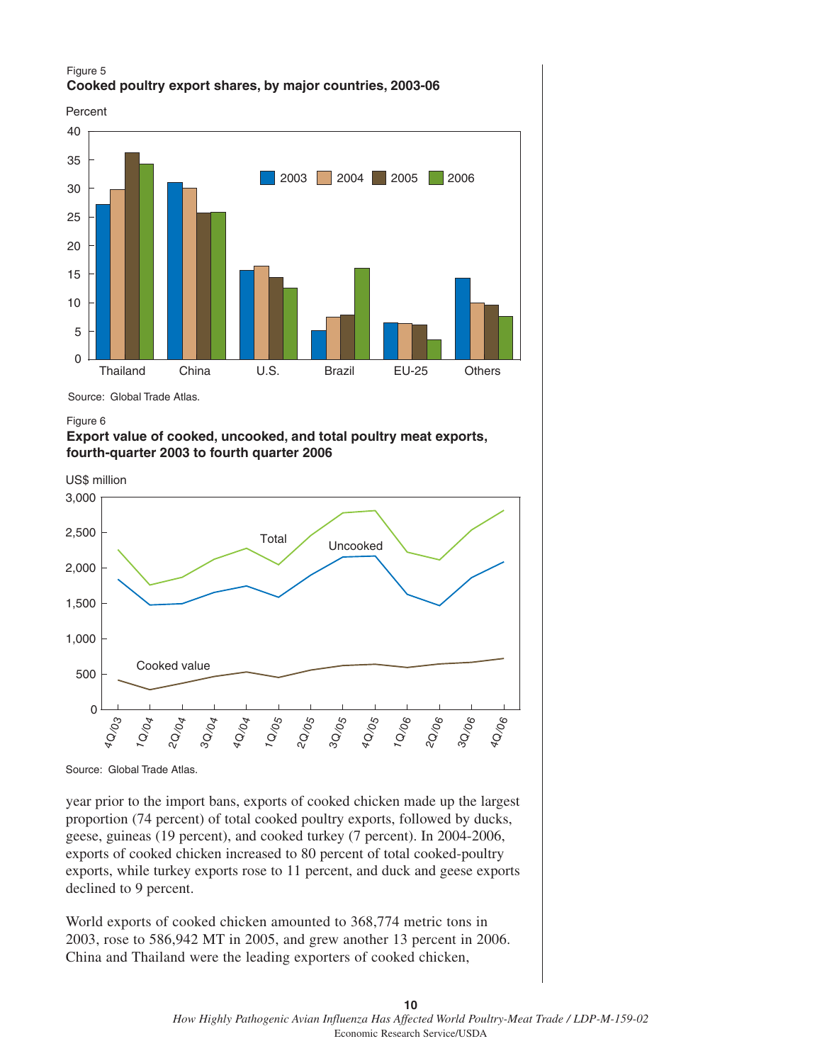Figure 5

**Cooked poultry export shares, by major countries, 2003-06**

Source: Global Trade Atlas.

Figure 6

**Export value of cooked, uncooked, and total poultry meat exports, fourth-quarter 2003 to fourth quarter 2006**

Source: Global Trade Atlas.

year prior to the import bans, exports of cooked chicken made up the largest proportion (74 percent) of total cooked poultry exports, followed by ducks, geese, guineas (19 percent), and cooked turkey (7 percent). In 2004-2006, exports of cooked chicken increased to 80 percent of total cooked-poultry exports, while turkey exports rose to 11 percent, and duck and geese exports declined to 9 percent.

World exports of cooked chicken amounted to 368,774 metric tons in 2003, rose to 586,942 MT in 2005, and grew another 13 percent in 2006. China and Thailand were the leading exporters of cooked chicken,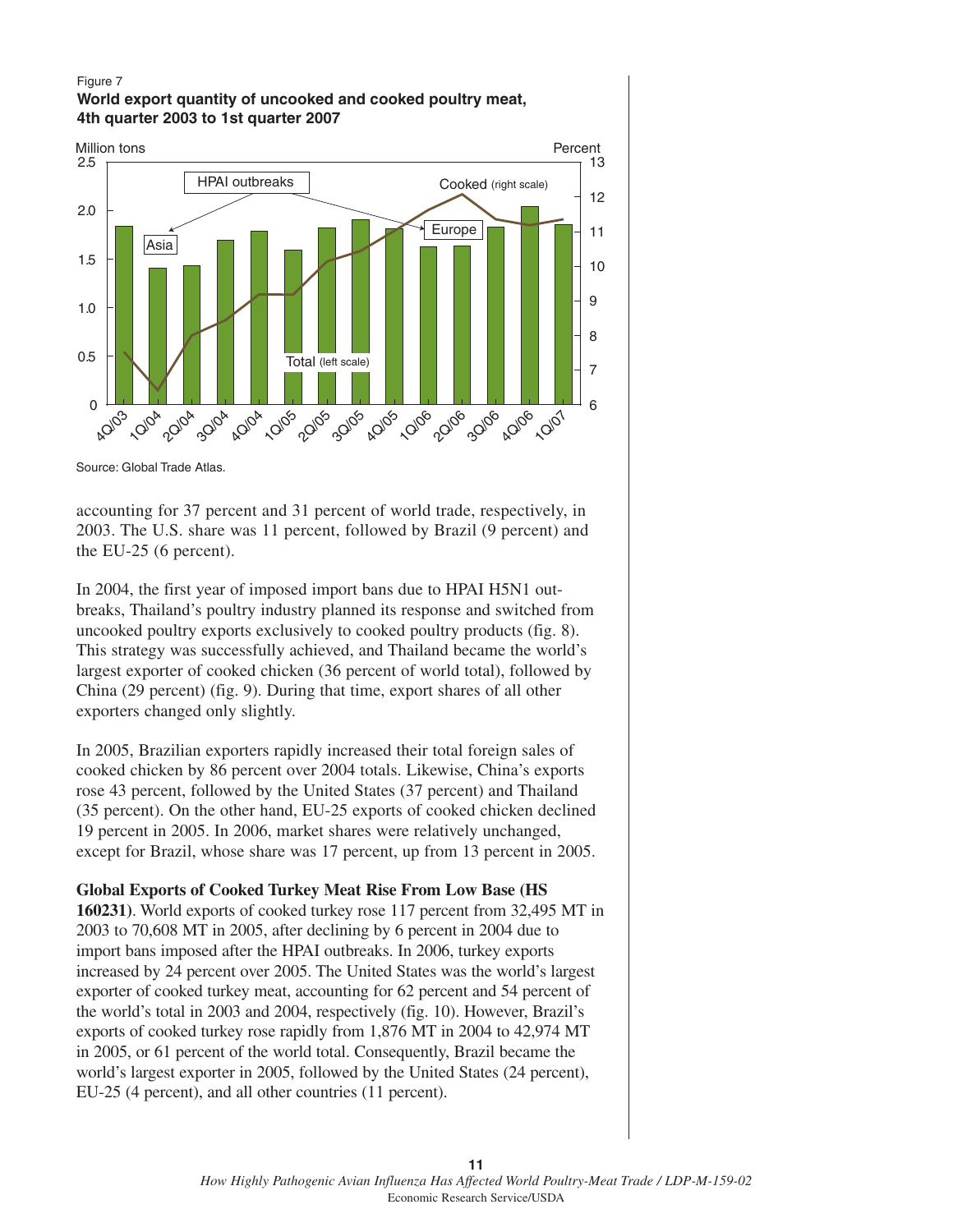Figure 7
**World export quantity of uncooked and cooked poultry meat, 4th quarter 2003 to 1st quarter 2007**

Source: Global Trade Atlas.

accounting for 37 percent and 31 percent of world trade, respectively, in 2003. The U.S. share was 11 percent, followed by Brazil (9 percent) and the EU-25 (6 percent).

In 2004, the first year of imposed import bans due to HPAI H5N1 outbreaks, Thailand's poultry industry planned its response and switched from uncooked poultry exports exclusively to cooked poultry products (fig. 8). This strategy was successfully achieved, and Thailand became the world's largest exporter of cooked chicken (36 percent of world total), followed by China (29 percent) (fig. 9). During that time, export shares of all other exporters changed only slightly.

In 2005, Brazilian exporters rapidly increased their total foreign sales of cooked chicken by 86 percent over 2004 totals. Likewise, China's exports rose 43 percent, followed by the United States (37 percent) and Thailand (35 percent). On the other hand, EU-25 exports of cooked chicken declined 19 percent in 2005. In 2006, market shares were relatively unchanged, except for Brazil, whose share was 17 percent, up from 13 percent in 2005.

**Global Exports of Cooked Turkey Meat Rise From Low Base (HS 160231)**. World exports of cooked turkey rose 117 percent from 32,495 MT in 2003 to 70,608 MT in 2005, after declining by 6 percent in 2004 due to import bans imposed after the HPAI outbreaks. In 2006, turkey exports increased by 24 percent over 2005. The United States was the world's largest exporter of cooked turkey meat, accounting for 62 percent and 54 percent of the world's total in 2003 and 2004, respectively (fig. 10). However, Brazil's exports of cooked turkey rose rapidly from 1,876 MT in 2004 to 42,974 MT in 2005, or 61 percent of the world total. Consequently, Brazil became the world's largest exporter in 2005, followed by the United States (24 percent), EU-25 (4 percent), and all other countries (11 percent).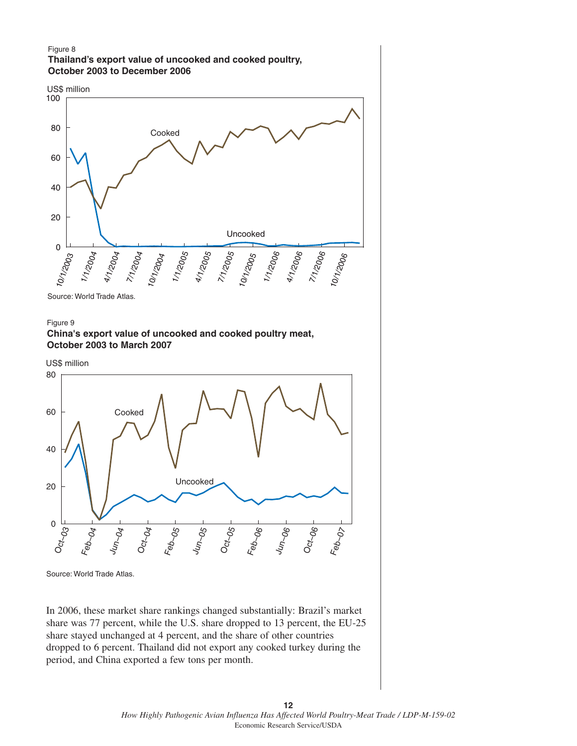Figure 8

**Thailand's export value of uncooked and cooked poultry, October 2003 to December 2006**

Source: World Trade Atlas.

Figure 9

**China's export value of uncooked and cooked poultry meat, October 2003 to March 2007**

Source: World Trade Atlas.

In 2006, these market share rankings changed substantially: Brazil's market share was 77 percent, while the U.S. share dropped to 13 percent, the EU-25 share stayed unchanged at 4 percent, and the share of other countries dropped to 6 percent. Thailand did not export any cooked turkey during the period, and China exported a few tons per month.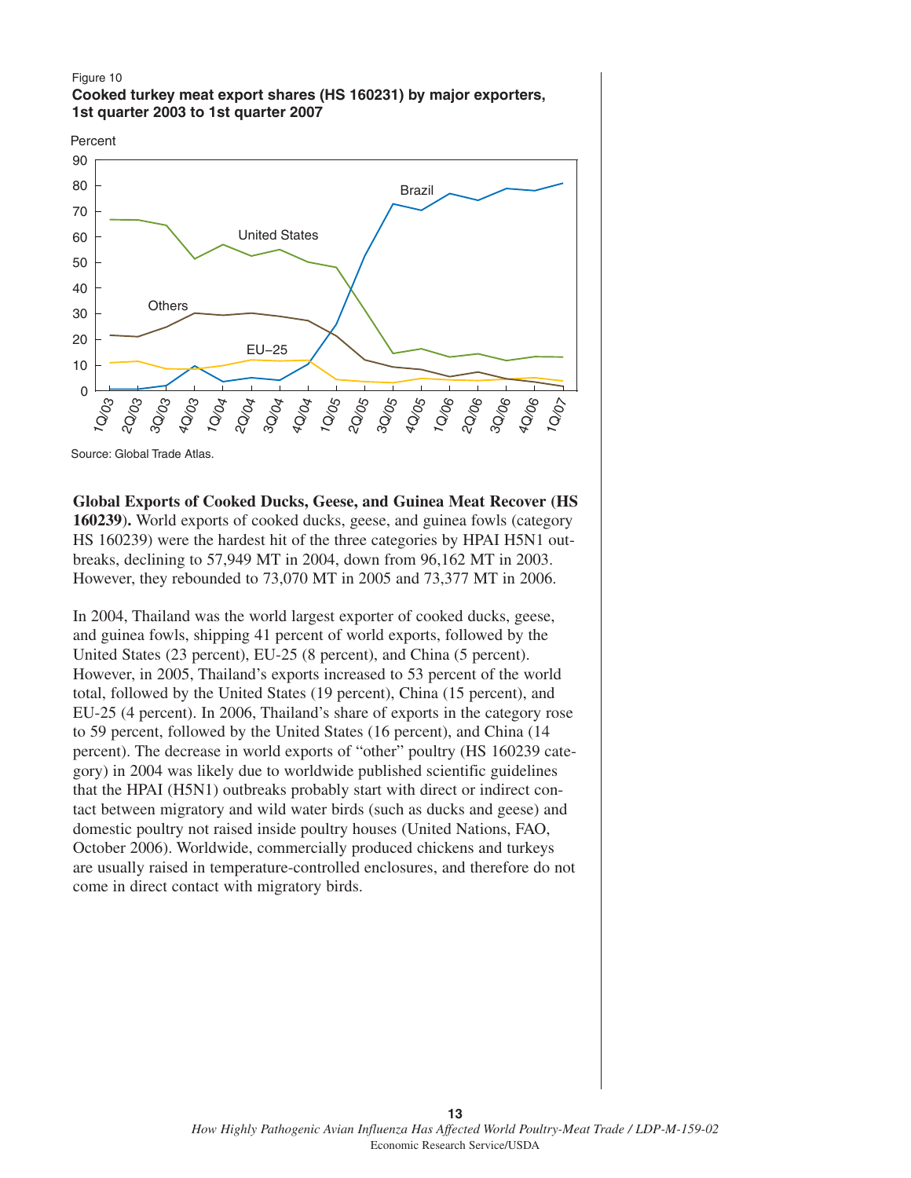Figure 10

**Cooked turkey meat export shares (HS 160231) by major exporters, 1st quarter 2003 to 1st quarter 2007**

Source: Global Trade Atlas.

**Global Exports of Cooked Ducks, Geese, and Guinea Meat Recover (HS 160239).** World exports of cooked ducks, geese, and guinea fowls (category HS 160239) were the hardest hit of the three categories by HPAI H5N1 outbreaks, declining to 57,949 MT in 2004, down from 96,162 MT in 2003. However, they rebounded to 73,070 MT in 2005 and 73,377 MT in 2006.

In 2004, Thailand was the world largest exporter of cooked ducks, geese, and guinea fowls, shipping 41 percent of world exports, followed by the United States (23 percent), EU-25 (8 percent), and China (5 percent). However, in 2005, Thailand's exports increased to 53 percent of the world total, followed by the United States (19 percent), China (15 percent), and EU-25 (4 percent). In 2006, Thailand's share of exports in the category rose to 59 percent, followed by the United States (16 percent), and China (14 percent). The decrease in world exports of "other" poultry (HS 160239 category) in 2004 was likely due to worldwide published scientific guidelines that the HPAI (H5N1) outbreaks probably start with direct or indirect contact between migratory and wild water birds (such as ducks and geese) and domestic poultry not raised inside poultry houses (United Nations, FAO, October 2006). Worldwide, commercially produced chickens and turkeys are usually raised in temperature-controlled enclosures, and therefore do not come in direct contact with migratory birds.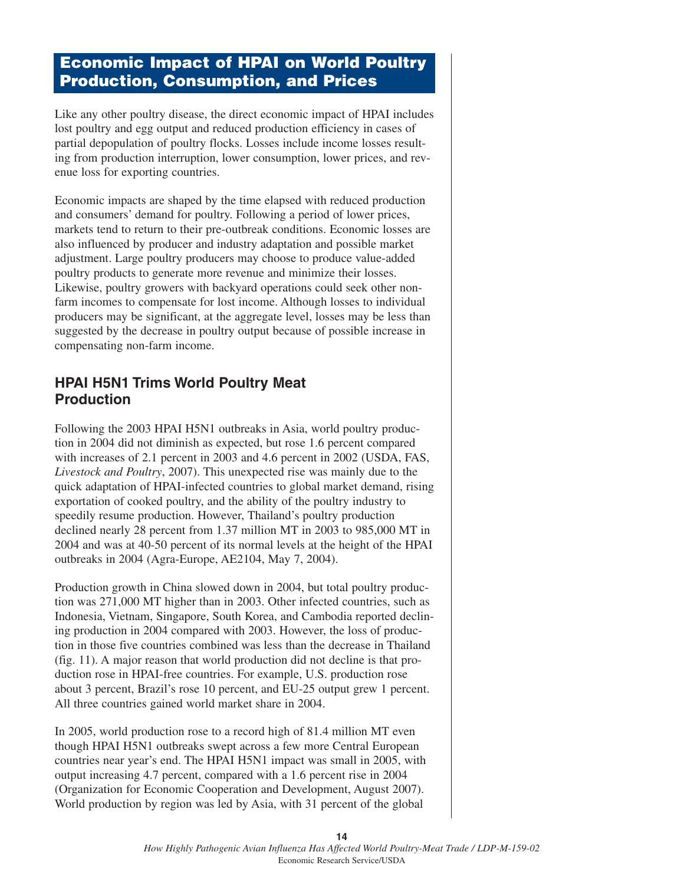## Economic Impact of HPAI on World Poultry Production, Consumption, and Prices

Like any other poultry disease, the direct economic impact of HPAI includes lost poultry and egg output and reduced production efficiency in cases of partial depopulation of poultry flocks. Losses include income losses resulting from production interruption, lower consumption, lower prices, and revenue loss for exporting countries.

Economic impacts are shaped by the time elapsed with reduced production and consumers' demand for poultry. Following a period of lower prices, markets tend to return to their pre-outbreak conditions. Economic losses are also influenced by producer and industry adaptation and possible market adjustment. Large poultry producers may choose to produce value-added poultry products to generate more revenue and minimize their losses. Likewise, poultry growers with backyard operations could seek other non-farm incomes to compensate for lost income. Although losses to individual producers may be significant, at the aggregate level, losses may be less than suggested by the decrease in poultry output because of possible increase in compensating non-farm income.

### HPAI H5N1 Trims World Poultry Meat Production

Following the 2003 HPAI H5N1 outbreaks in Asia, world poultry production in 2004 did not diminish as expected, but rose 1.6 percent compared with increases of 2.1 percent in 2003 and 4.6 percent in 2002 (USDA, FAS, *Livestock and Poultry*, 2007). This unexpected rise was mainly due to the quick adaptation of HPAI-infected countries to global market demand, rising exportation of cooked poultry, and the ability of the poultry industry to speedily resume production. However, Thailand's poultry production declined nearly 28 percent from 1.37 million MT in 2003 to 985,000 MT in 2004 and was at 40-50 percent of its normal levels at the height of the HPAI outbreaks in 2004 (Agra-Europe, AE2104, May 7, 2004).

Production growth in China slowed down in 2004, but total poultry production was 271,000 MT higher than in 2003. Other infected countries, such as Indonesia, Vietnam, Singapore, South Korea, and Cambodia reported declining production in 2004 compared with 2003. However, the loss of production in those five countries combined was less than the decrease in Thailand (fig. 11). A major reason that world production did not decline is that production rose in HPAI-free countries. For example, U.S. production rose about 3 percent, Brazil's rose 10 percent, and EU-25 output grew 1 percent. All three countries gained world market share in 2004.

In 2005, world production rose to a record high of 81.4 million MT even though HPAI H5N1 outbreaks swept across a few more Central European countries near year's end. The HPAI H5N1 impact was small in 2005, with output increasing 4.7 percent, compared with a 1.6 percent rise in 2004 (Organization for Economic Cooperation and Development, August 2007). World production by region was led by Asia, with 31 percent of the global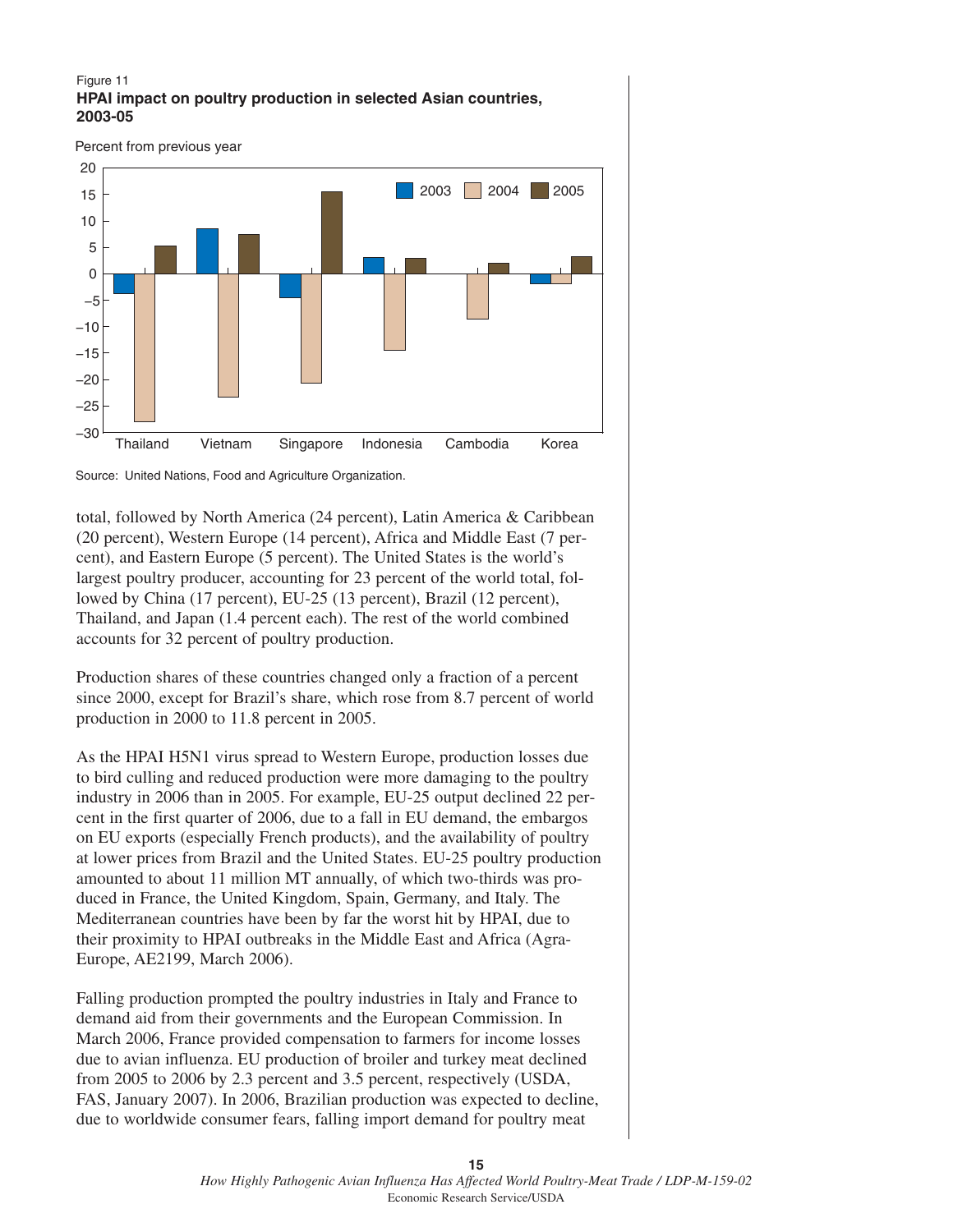Figure 11
**HPAI impact on poultry production in selected Asian countries, 2003-05**

Percent from previous year

Source: United Nations, Food and Agriculture Organization.

total, followed by North America (24 percent), Latin America & Caribbean (20 percent), Western Europe (14 percent), Africa and Middle East (7 percent), and Eastern Europe (5 percent). The United States is the world's largest poultry producer, accounting for 23 percent of the world total, followed by China (17 percent), EU-25 (13 percent), Brazil (12 percent), Thailand, and Japan (1.4 percent each). The rest of the world combined accounts for 32 percent of poultry production.

Production shares of these countries changed only a fraction of a percent since 2000, except for Brazil's share, which rose from 8.7 percent of world production in 2000 to 11.8 percent in 2005.

As the HPAI H5N1 virus spread to Western Europe, production losses due to bird culling and reduced production were more damaging to the poultry industry in 2006 than in 2005. For example, EU-25 output declined 22 percent in the first quarter of 2006, due to a fall in EU demand, the embargos on EU exports (especially French products), and the availability of poultry at lower prices from Brazil and the United States. EU-25 poultry production amounted to about 11 million MT annually, of which two-thirds was produced in France, the United Kingdom, Spain, Germany, and Italy. The Mediterranean countries have been by far the worst hit by HPAI, due to their proximity to HPAI outbreaks in the Middle East and Africa (Agra-Europe, AE2199, March 2006).

Falling production prompted the poultry industries in Italy and France to demand aid from their governments and the European Commission. In March 2006, France provided compensation to farmers for income losses due to avian influenza. EU production of broiler and turkey meat declined from 2005 to 2006 by 2.3 percent and 3.5 percent, respectively (USDA, FAS, January 2007). In 2006, Brazilian production was expected to decline, due to worldwide consumer fears, falling import demand for poultry meat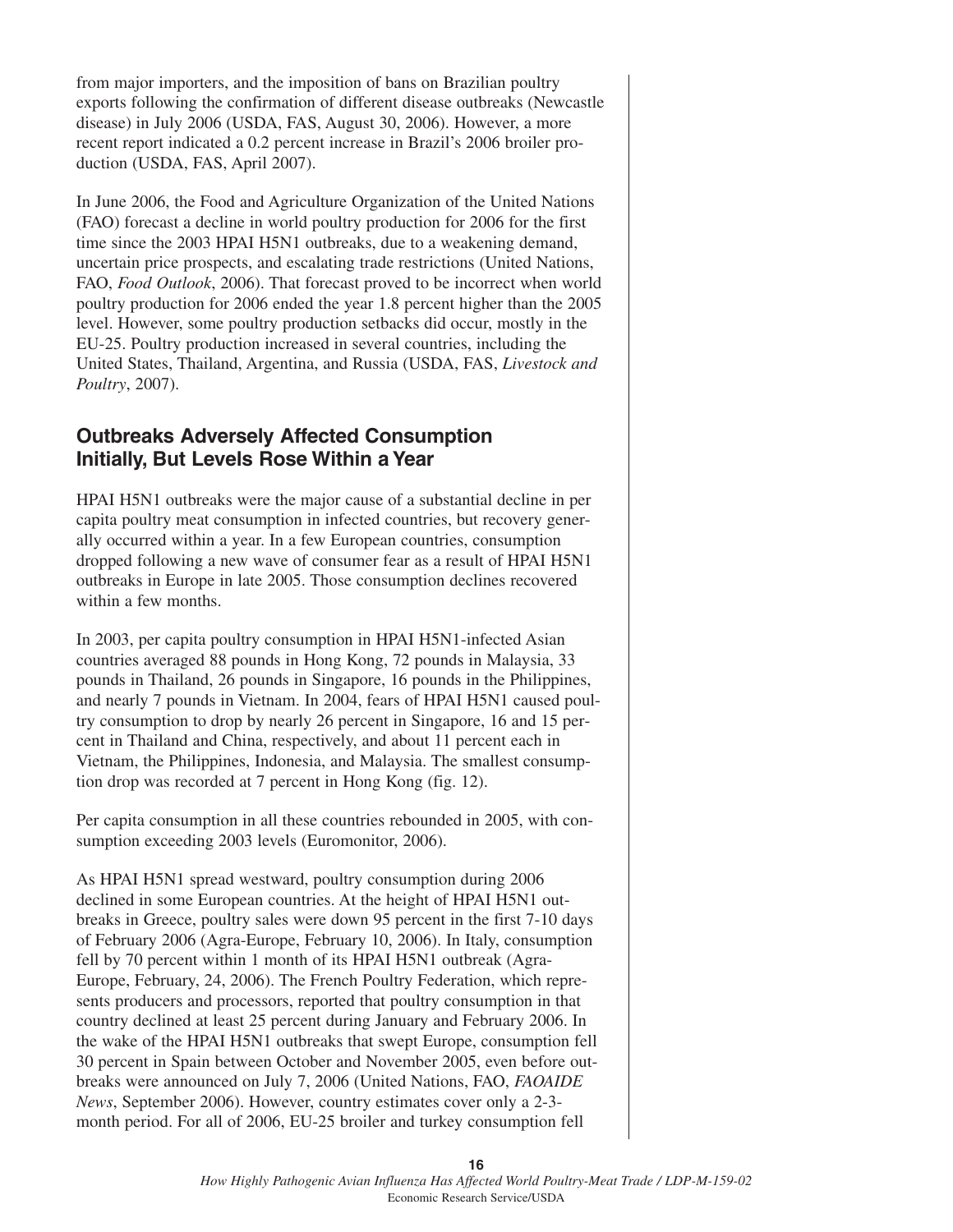from major importers, and the imposition of bans on Brazilian poultry exports following the confirmation of different disease outbreaks (Newcastle disease) in July 2006 (USDA, FAS, August 30, 2006). However, a more recent report indicated a 0.2 percent increase in Brazil's 2006 broiler production (USDA, FAS, April 2007).

In June 2006, the Food and Agriculture Organization of the United Nations (FAO) forecast a decline in world poultry production for 2006 for the first time since the 2003 HPAI H5N1 outbreaks, due to a weakening demand, uncertain price prospects, and escalating trade restrictions (United Nations, FAO, *Food Outlook*, 2006). That forecast proved to be incorrect when world poultry production for 2006 ended the year 1.8 percent higher than the 2005 level. However, some poultry production setbacks did occur, mostly in the EU-25. Poultry production increased in several countries, including the United States, Thailand, Argentina, and Russia (USDA, FAS, *Livestock and Poultry*, 2007).

## Outbreaks Adversely Affected Consumption Initially, But Levels Rose Within a Year

HPAI H5N1 outbreaks were the major cause of a substantial decline in per capita poultry meat consumption in infected countries, but recovery generally occurred within a year. In a few European countries, consumption dropped following a new wave of consumer fear as a result of HPAI H5N1 outbreaks in Europe in late 2005. Those consumption declines recovered within a few months.

In 2003, per capita poultry consumption in HPAI H5N1-infected Asian countries averaged 88 pounds in Hong Kong, 72 pounds in Malaysia, 33 pounds in Thailand, 26 pounds in Singapore, 16 pounds in the Philippines, and nearly 7 pounds in Vietnam. In 2004, fears of HPAI H5N1 caused poultry consumption to drop by nearly 26 percent in Singapore, 16 and 15 percent in Thailand and China, respectively, and about 11 percent each in Vietnam, the Philippines, Indonesia, and Malaysia. The smallest consumption drop was recorded at 7 percent in Hong Kong (fig. 12).

Per capita consumption in all these countries rebounded in 2005, with consumption exceeding 2003 levels (Euromonitor, 2006).

As HPAI H5N1 spread westward, poultry consumption during 2006 declined in some European countries. At the height of HPAI H5N1 outbreaks in Greece, poultry sales were down 95 percent in the first 7-10 days of February 2006 (Agra-Europe, February 10, 2006). In Italy, consumption fell by 70 percent within 1 month of its HPAI H5N1 outbreak (Agra-Europe, February, 24, 2006). The French Poultry Federation, which represents producers and processors, reported that poultry consumption in that country declined at least 25 percent during January and February 2006. In the wake of the HPAI H5N1 outbreaks that swept Europe, consumption fell 30 percent in Spain between October and November 2005, even before outbreaks were announced on July 7, 2006 (United Nations, FAO, *FAOAIDE News*, September 2006). However, country estimates cover only a 2-3-month period. For all of 2006, EU-25 broiler and turkey consumption fell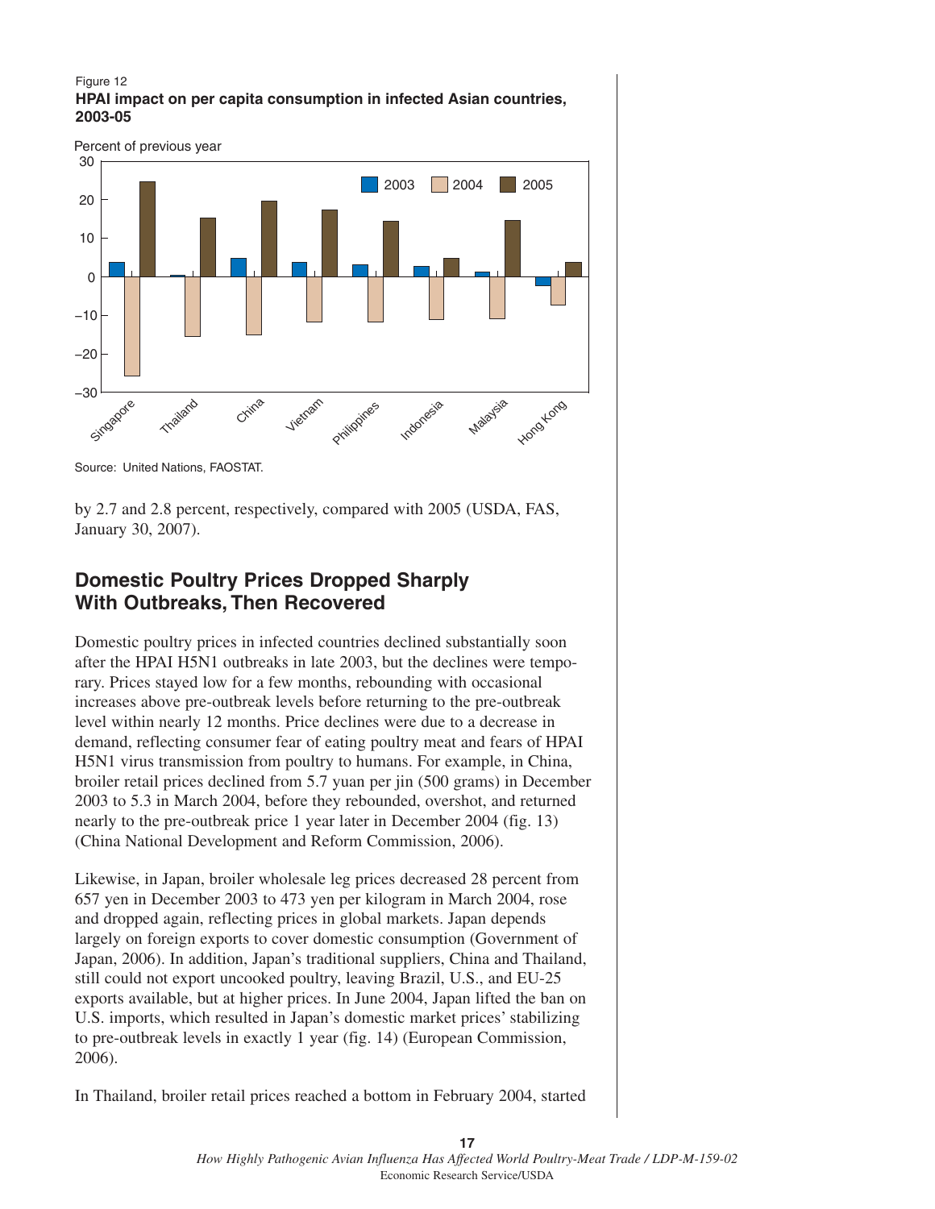Figure 12

**HPAI impact on per capita consumption in infected Asian countries, 2003-05**

Source: United Nations, FAOSTAT.

by 2.7 and 2.8 percent, respectively, compared with 2005 (USDA, FAS, January 30, 2007).

## Domestic Poultry Prices Dropped Sharply With Outbreaks, Then Recovered

Domestic poultry prices in infected countries declined substantially soon after the HPAI H5N1 outbreaks in late 2003, but the declines were temporary. Prices stayed low for a few months, rebounding with occasional increases above pre-outbreak levels before returning to the pre-outbreak level within nearly 12 months. Price declines were due to a decrease in demand, reflecting consumer fear of eating poultry meat and fears of HPAI H5N1 virus transmission from poultry to humans. For example, in China, broiler retail prices declined from 5.7 yuan per jin (500 grams) in December 2003 to 5.3 in March 2004, before they rebounded, overshot, and returned nearly to the pre-outbreak price 1 year later in December 2004 (fig. 13) (China National Development and Reform Commission, 2006).

Likewise, in Japan, broiler wholesale leg prices decreased 28 percent from 657 yen in December 2003 to 473 yen per kilogram in March 2004, rose and dropped again, reflecting prices in global markets. Japan depends largely on foreign exports to cover domestic consumption (Government of Japan, 2006). In addition, Japan's traditional suppliers, China and Thailand, still could not export uncooked poultry, leaving Brazil, U.S., and EU-25 exports available, but at higher prices. In June 2004, Japan lifted the ban on U.S. imports, which resulted in Japan's domestic market prices' stabilizing to pre-outbreak levels in exactly 1 year (fig. 14) (European Commission, 2006).

In Thailand, broiler retail prices reached a bottom in February 2004, started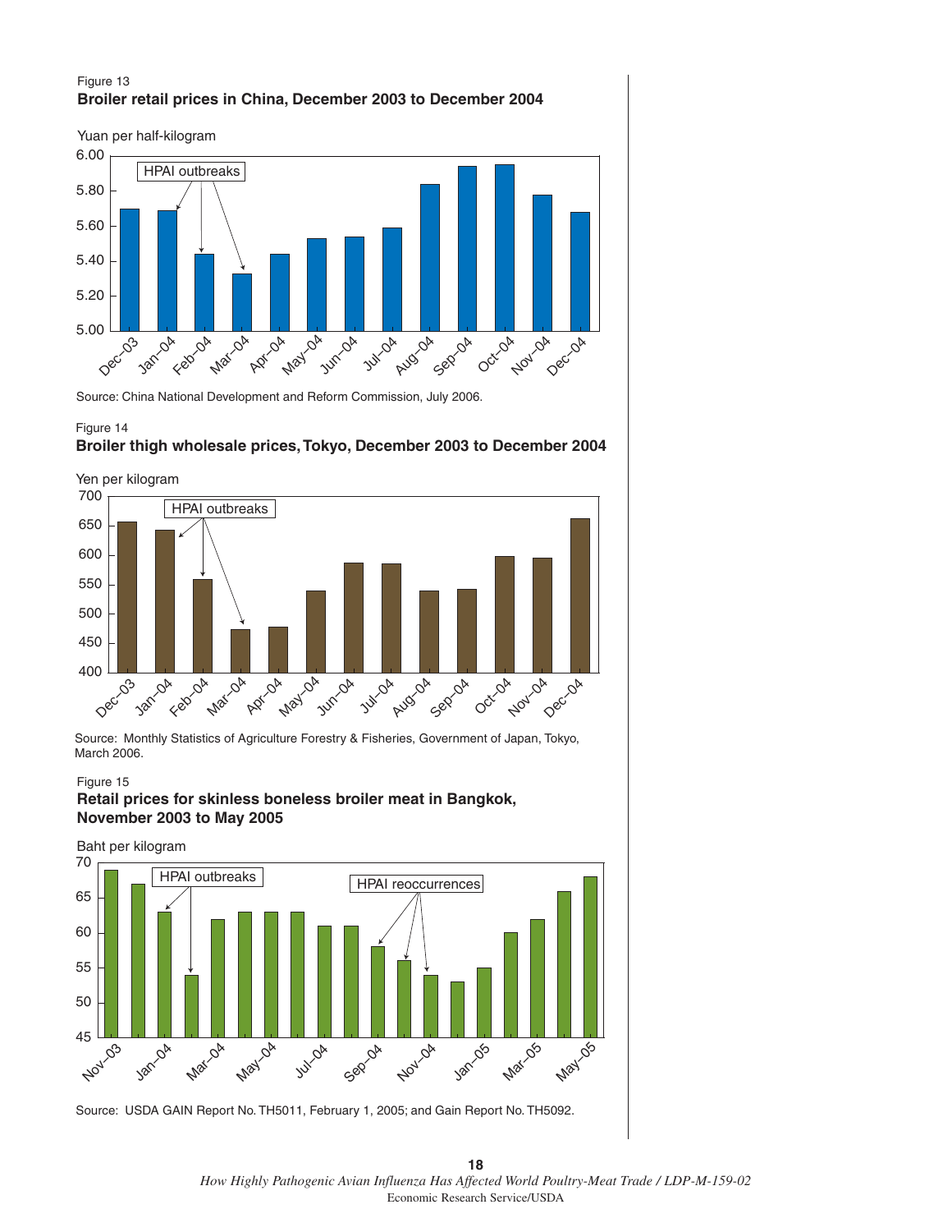Figure 13

**Broiler retail prices in China, December 2003 to December 2004**

Source: China National Development and Reform Commission, July 2006.

Figure 14

**Broiler thigh wholesale prices, Tokyo, December 2003 to December 2004**

Source: Monthly Statistics of Agriculture Forestry & Fisheries, Government of Japan, Tokyo, March 2006.

Figure 15

**Retail prices for skinless boneless broiler meat in Bangkok, November 2003 to May 2005**

Source: USDA GAIN Report No. TH5011, February 1, 2005; and Gain Report No. TH5092.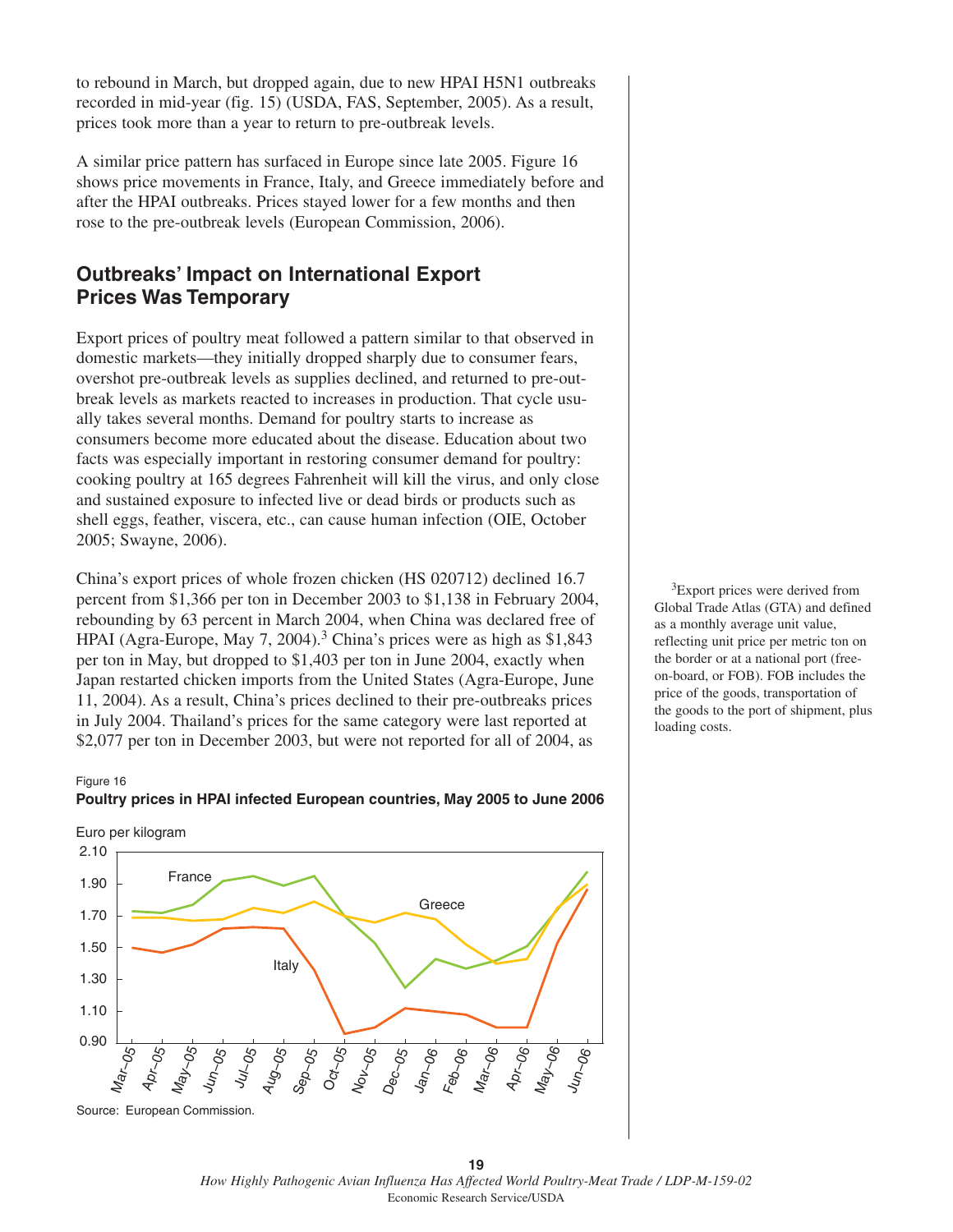to rebound in March, but dropped again, due to new HPAI H5N1 outbreaks recorded in mid-year (fig. 15) (USDA, FAS, September, 2005). As a result, prices took more than a year to return to pre-outbreak levels.

A similar price pattern has surfaced in Europe since late 2005. Figure 16 shows price movements in France, Italy, and Greece immediately before and after the HPAI outbreaks. Prices stayed lower for a few months and then rose to the pre-outbreak levels (European Commission, 2006).

## Outbreaks' Impact on International Export Prices Was Temporary

Export prices of poultry meat followed a pattern similar to that observed in domestic markets—they initially dropped sharply due to consumer fears, overshot pre-outbreak levels as supplies declined, and returned to pre-outbreak levels as markets reacted to increases in production. That cycle usually takes several months. Demand for poultry starts to increase as consumers become more educated about the disease. Education about two facts was especially important in restoring consumer demand for poultry: cooking poultry at 165 degrees Fahrenheit will kill the virus, and only close and sustained exposure to infected live or dead birds or products such as shell eggs, feather, viscera, etc., can cause human infection (OIE, October 2005; Swayne, 2006).

China's export prices of whole frozen chicken (HS 020712) declined 16.7 percent from $1,366 per ton in December 2003 to $1,138 in February 2004, rebounding by 63 percent in March 2004, when China was declared free of HPAI (Agra-Europe, May 7, 2004).[3] China's prices were as high as $1,843 per ton in May, but dropped to $1,403 per ton in June 2004, exactly when Japan restarted chicken imports from the United States (Agra-Europe, June 11, 2004). As a result, China's prices declined to their pre-outbreaks prices in July 2004. Thailand's prices for the same category were last reported at $2,077 per ton in December 2003, but were not reported for all of 2004, as

[3] Export prices were derived from Global Trade Atlas (GTA) and defined as a monthly average unit value, reflecting unit price per metric ton on the border or at a national port (free-on-board, or FOB). FOB includes the price of the goods, transportation of the goods to the port of shipment, plus loading costs.

Figure 16
**Poultry prices in HPAI infected European countries, May 2005 to June 2006**

Euro per kilogram

Source: European Commission.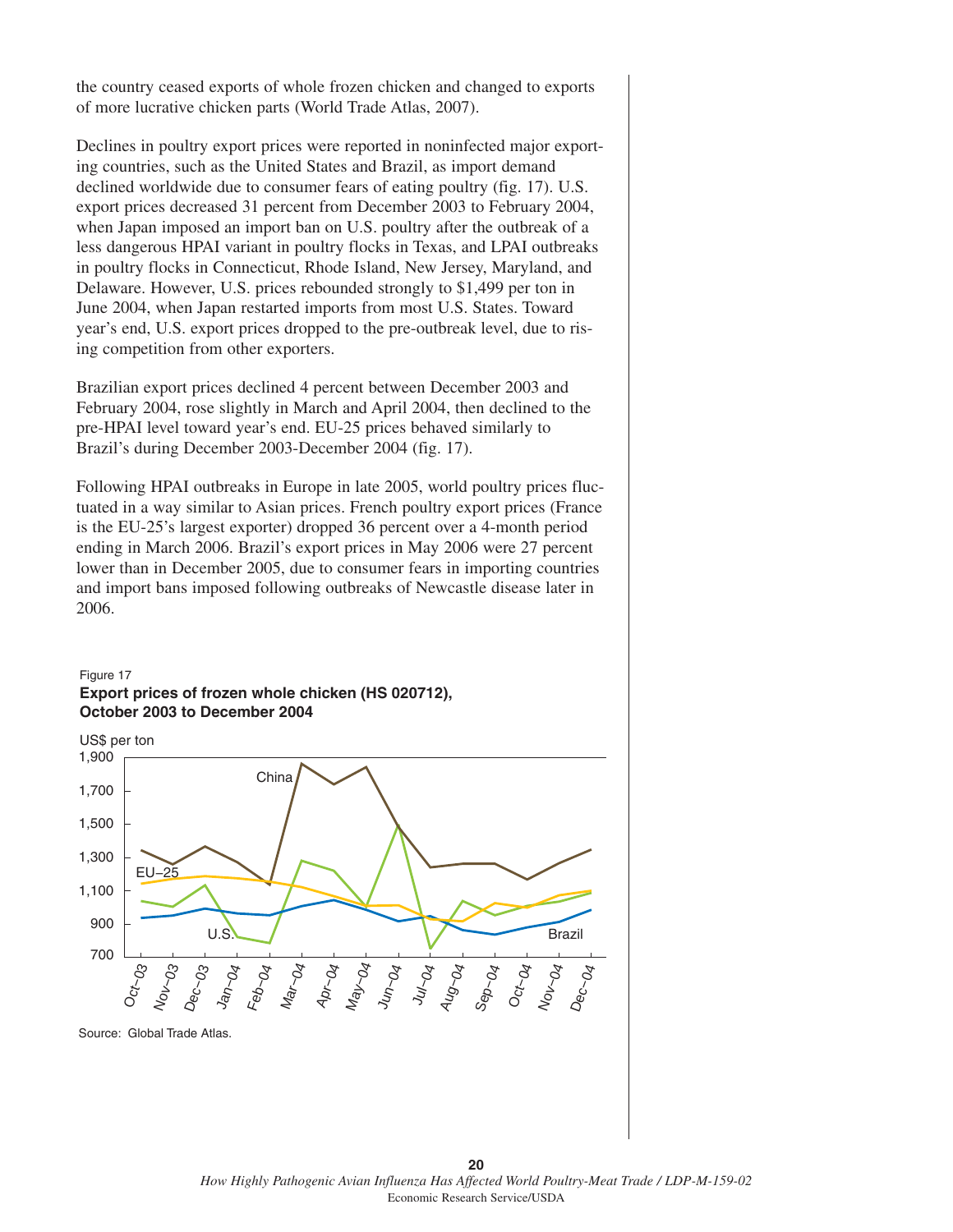the country ceased exports of whole frozen chicken and changed to exports of more lucrative chicken parts (World Trade Atlas, 2007).

Declines in poultry export prices were reported in noninfected major exporting countries, such as the United States and Brazil, as import demand declined worldwide due to consumer fears of eating poultry (fig. 17). U.S. export prices decreased 31 percent from December 2003 to February 2004, when Japan imposed an import ban on U.S. poultry after the outbreak of a less dangerous HPAI variant in poultry flocks in Texas, and LPAI outbreaks in poultry flocks in Connecticut, Rhode Island, New Jersey, Maryland, and Delaware. However, U.S. prices rebounded strongly to $1,499 per ton in June 2004, when Japan restarted imports from most U.S. States. Toward year's end, U.S. export prices dropped to the pre-outbreak level, due to rising competition from other exporters.

Brazilian export prices declined 4 percent between December 2003 and February 2004, rose slightly in March and April 2004, then declined to the pre-HPAI level toward year's end. EU-25 prices behaved similarly to Brazil's during December 2003-December 2004 (fig. 17).

Following HPAI outbreaks in Europe in late 2005, world poultry prices fluctuated in a way similar to Asian prices. French poultry export prices (France is the EU-25's largest exporter) dropped 36 percent over a 4-month period ending in March 2006. Brazil's export prices in May 2006 were 27 percent lower than in December 2005, due to consumer fears in importing countries and import bans imposed following outbreaks of Newcastle disease later in 2006.

Figure 17
**Export prices of frozen whole chicken (HS 020712), October 2003 to December 2004**

Source: Global Trade Atlas.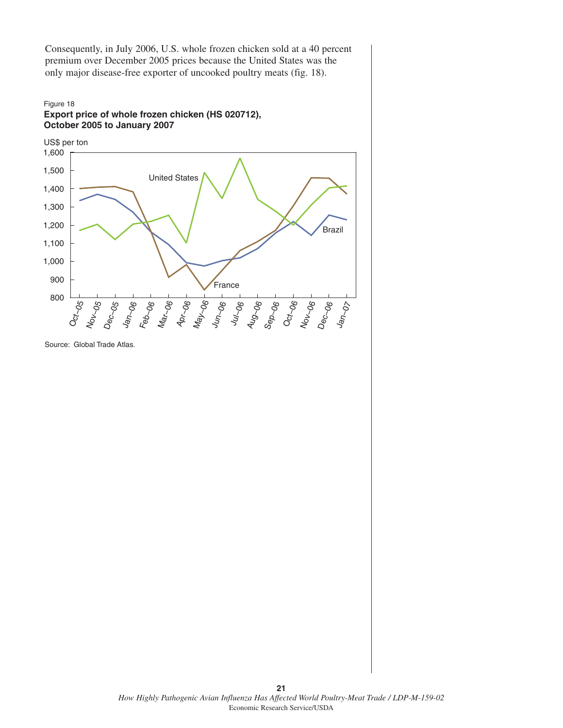Consequently, in July 2006, U.S. whole frozen chicken sold at a 40 percent premium over December 2005 prices because the United States was the only major disease-free exporter of uncooked poultry meats (fig. 18).

Figure 18

**Export price of whole frozen chicken (HS 020712), October 2005 to January 2007**

Source: Global Trade Atlas.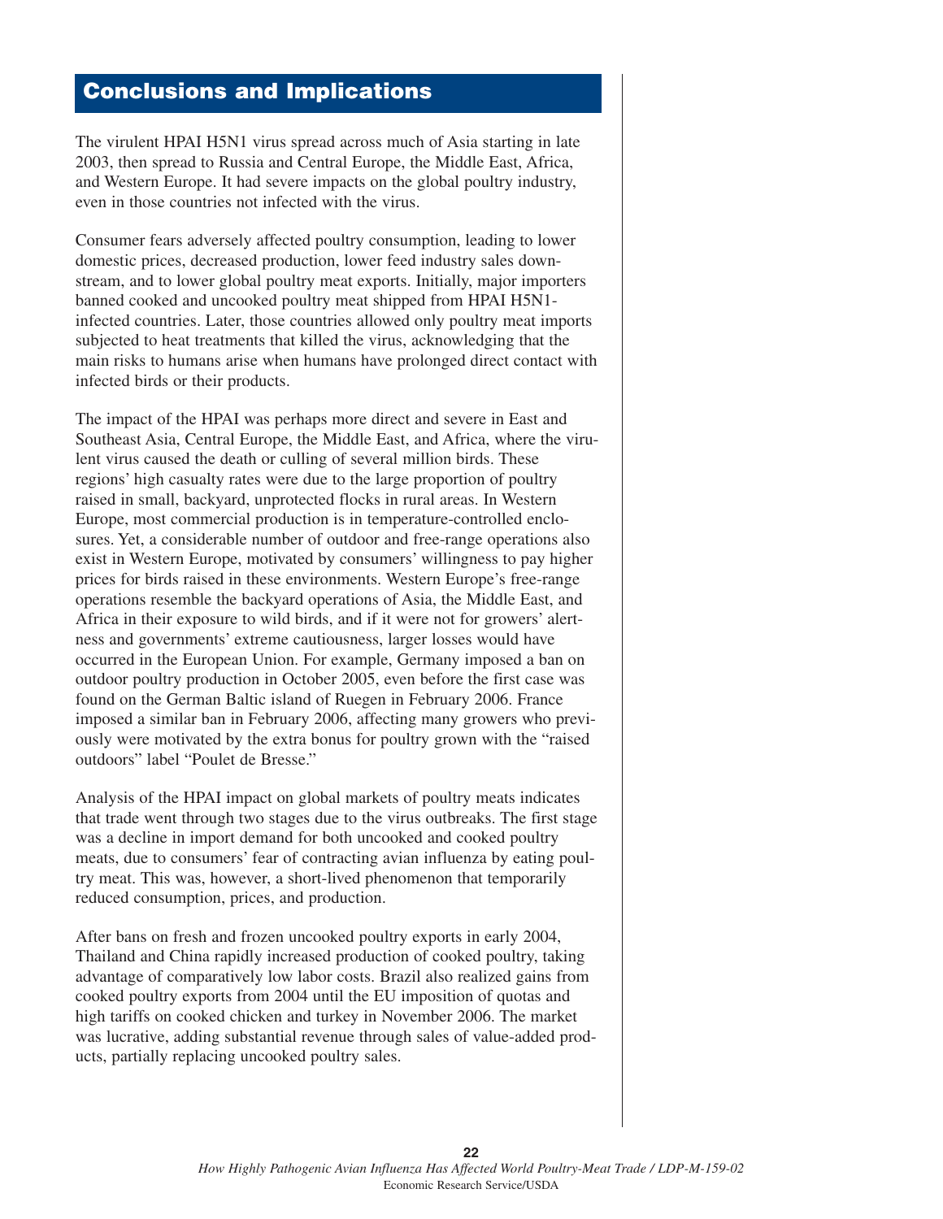## Conclusions and Implications

The virulent HPAI H5N1 virus spread across much of Asia starting in late 2003, then spread to Russia and Central Europe, the Middle East, Africa, and Western Europe. It had severe impacts on the global poultry industry, even in those countries not infected with the virus.

Consumer fears adversely affected poultry consumption, leading to lower domestic prices, decreased production, lower feed industry sales downstream, and to lower global poultry meat exports. Initially, major importers banned cooked and uncooked poultry meat shipped from HPAI H5N1-infected countries. Later, those countries allowed only poultry meat imports subjected to heat treatments that killed the virus, acknowledging that the main risks to humans arise when humans have prolonged direct contact with infected birds or their products.

The impact of the HPAI was perhaps more direct and severe in East and Southeast Asia, Central Europe, the Middle East, and Africa, where the virulent virus caused the death or culling of several million birds. These regions' high casualty rates were due to the large proportion of poultry raised in small, backyard, unprotected flocks in rural areas. In Western Europe, most commercial production is in temperature-controlled enclosures. Yet, a considerable number of outdoor and free-range operations also exist in Western Europe, motivated by consumers' willingness to pay higher prices for birds raised in these environments. Western Europe's free-range operations resemble the backyard operations of Asia, the Middle East, and Africa in their exposure to wild birds, and if it were not for growers' alertness and governments' extreme cautiousness, larger losses would have occurred in the European Union. For example, Germany imposed a ban on outdoor poultry production in October 2005, even before the first case was found on the German Baltic island of Ruegen in February 2006. France imposed a similar ban in February 2006, affecting many growers who previously were motivated by the extra bonus for poultry grown with the "raised outdoors" label "Poulet de Bresse."

Analysis of the HPAI impact on global markets of poultry meats indicates that trade went through two stages due to the virus outbreaks. The first stage was a decline in import demand for both uncooked and cooked poultry meats, due to consumers' fear of contracting avian influenza by eating poultry meat. This was, however, a short-lived phenomenon that temporarily reduced consumption, prices, and production.

After bans on fresh and frozen uncooked poultry exports in early 2004, Thailand and China rapidly increased production of cooked poultry, taking advantage of comparatively low labor costs. Brazil also realized gains from cooked poultry exports from 2004 until the EU imposition of quotas and high tariffs on cooked chicken and turkey in November 2006. The market was lucrative, adding substantial revenue through sales of value-added products, partially replacing uncooked poultry sales.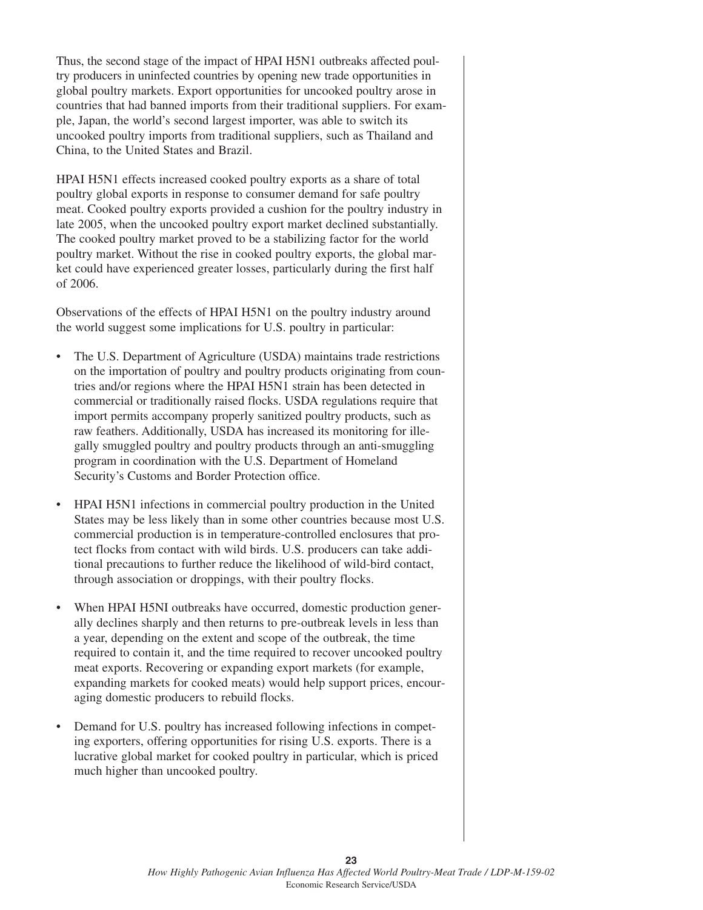Thus, the second stage of the impact of HPAI H5N1 outbreaks affected poultry producers in uninfected countries by opening new trade opportunities in global poultry markets. Export opportunities for uncooked poultry arose in countries that had banned imports from their traditional suppliers. For example, Japan, the world's second largest importer, was able to switch its uncooked poultry imports from traditional suppliers, such as Thailand and China, to the United States and Brazil.

HPAI H5N1 effects increased cooked poultry exports as a share of total poultry global exports in response to consumer demand for safe poultry meat. Cooked poultry exports provided a cushion for the poultry industry in late 2005, when the uncooked poultry export market declined substantially. The cooked poultry market proved to be a stabilizing factor for the world poultry market. Without the rise in cooked poultry exports, the global market could have experienced greater losses, particularly during the first half of 2006.

Observations of the effects of HPAI H5N1 on the poultry industry around the world suggest some implications for U.S. poultry in particular:

- The U.S. Department of Agriculture (USDA) maintains trade restrictions on the importation of poultry and poultry products originating from countries and/or regions where the HPAI H5N1 strain has been detected in commercial or traditionally raised flocks. USDA regulations require that import permits accompany properly sanitized poultry products, such as raw feathers. Additionally, USDA has increased its monitoring for illegally smuggled poultry and poultry products through an anti-smuggling program in coordination with the U.S. Department of Homeland Security's Customs and Border Protection office.

- HPAI H5N1 infections in commercial poultry production in the United States may be less likely than in some other countries because most U.S. commercial production is in temperature-controlled enclosures that protect flocks from contact with wild birds. U.S. producers can take additional precautions to further reduce the likelihood of wild-bird contact, through association or droppings, with their poultry flocks.

- When HPAI H5NI outbreaks have occurred, domestic production generally declines sharply and then returns to pre-outbreak levels in less than a year, depending on the extent and scope of the outbreak, the time required to contain it, and the time required to recover uncooked poultry meat exports. Recovering or expanding export markets (for example, expanding markets for cooked meats) would help support prices, encouraging domestic producers to rebuild flocks.

- Demand for U.S. poultry has increased following infections in competing exporters, offering opportunities for rising U.S. exports. There is a lucrative global market for cooked poultry in particular, which is priced much higher than uncooked poultry.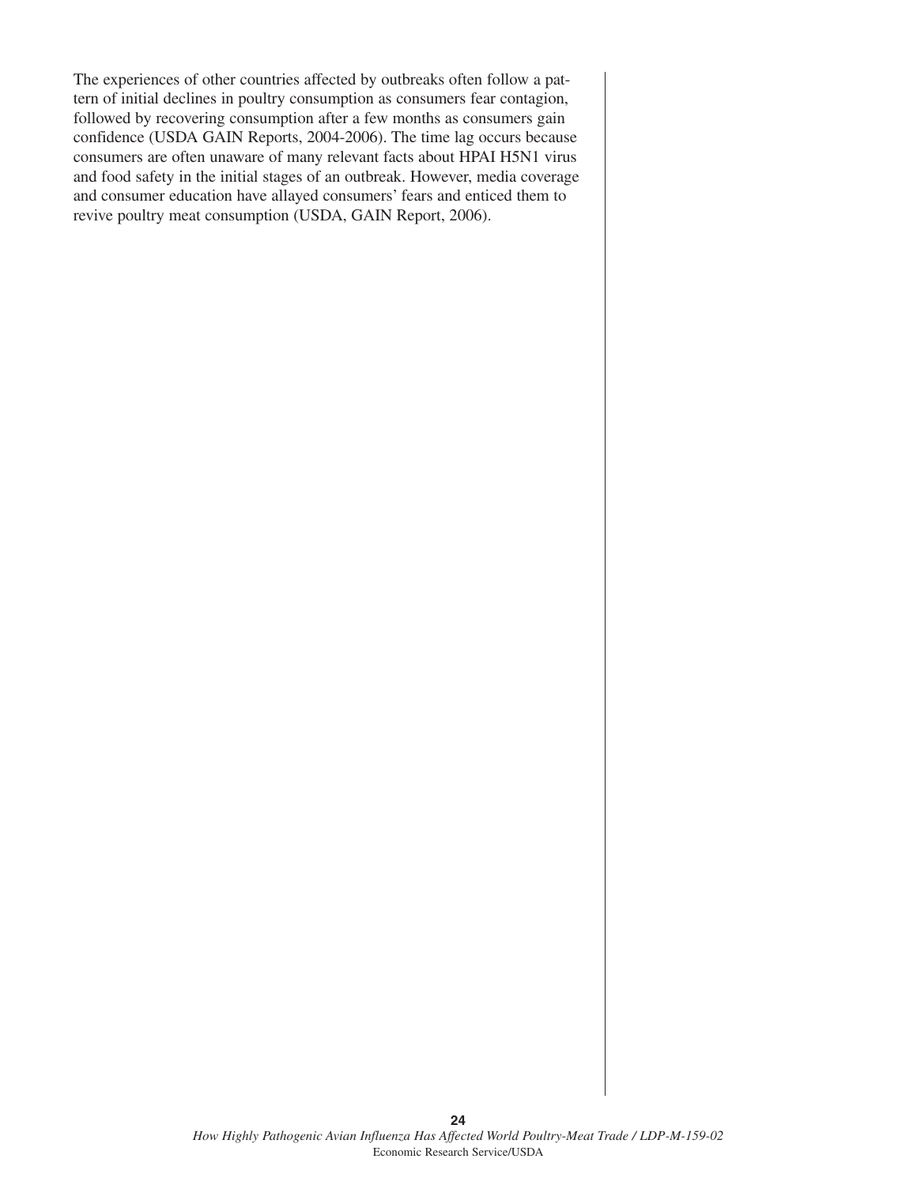The experiences of other countries affected by outbreaks often follow a pattern of initial declines in poultry consumption as consumers fear contagion, followed by recovering consumption after a few months as consumers gain confidence (USDA GAIN Reports, 2004-2006). The time lag occurs because consumers are often unaware of many relevant facts about HPAI H5N1 virus and food safety in the initial stages of an outbreak. However, media coverage and consumer education have allayed consumers' fears and enticed them to revive poultry meat consumption (USDA, GAIN Report, 2006).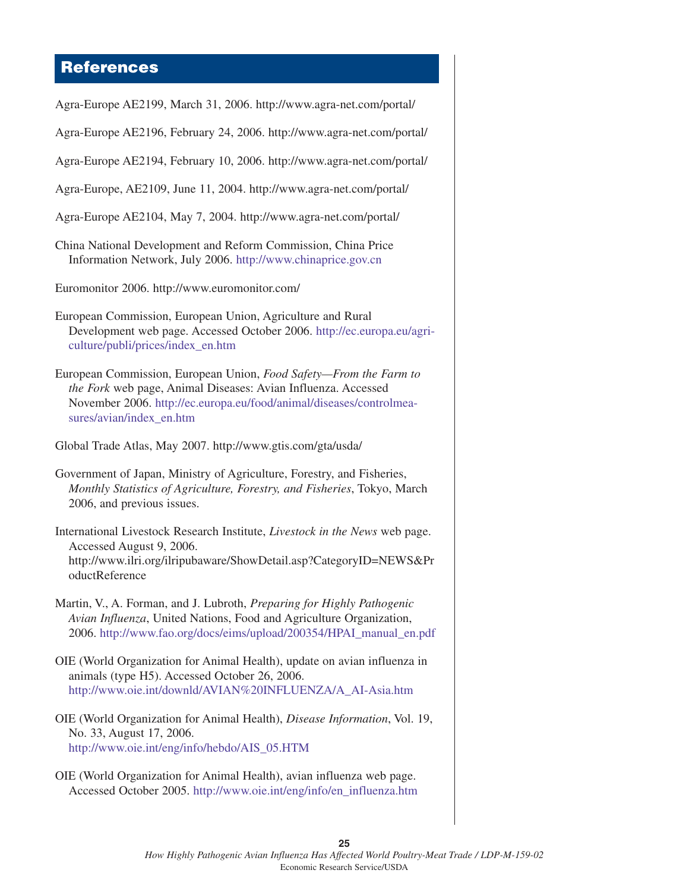## References

Agra-Europe AE2199, March 31, 2006. http://www.agra-net.com/portal/

Agra-Europe AE2196, February 24, 2006. http://www.agra-net.com/portal/

Agra-Europe AE2194, February 10, 2006. http://www.agra-net.com/portal/

Agra-Europe, AE2109, June 11, 2004. http://www.agra-net.com/portal/

Agra-Europe AE2104, May 7, 2004. http://www.agra-net.com/portal/

China National Development and Reform Commission, China Price Information Network, July 2006. http://www.chinaprice.gov.cn

Euromonitor 2006. http://www.euromonitor.com/

European Commission, European Union, Agriculture and Rural Development web page. Accessed October 2006. http://ec.europa.eu/agriculture/publi/prices/index_en.htm

European Commission, European Union, *Food Safety—From the Farm to the Fork* web page, Animal Diseases: Avian Influenza. Accessed November 2006. http://ec.europa.eu/food/animal/diseases/controlmeasures/avian/index_en.htm

Global Trade Atlas, May 2007. http://www.gtis.com/gta/usda/

Government of Japan, Ministry of Agriculture, Forestry, and Fisheries, *Monthly Statistics of Agriculture, Forestry, and Fisheries*, Tokyo, March 2006, and previous issues.

International Livestock Research Institute, *Livestock in the News* web page. Accessed August 9, 2006. http://www.ilri.org/ilripubaware/ShowDetail.asp?CategoryID=NEWS&ProductReference

Martin, V., A. Forman, and J. Lubroth, *Preparing for Highly Pathogenic Avian Influenza*, United Nations, Food and Agriculture Organization, 2006. http://www.fao.org/docs/eims/upload/200354/HPAI_manual_en.pdf

OIE (World Organization for Animal Health), update on avian influenza in animals (type H5). Accessed October 26, 2006. http://www.oie.int/downld/AVIAN%20INFLUENZA/A_AI-Asia.htm

OIE (World Organization for Animal Health), *Disease Information*, Vol. 19, No. 33, August 17, 2006. http://www.oie.int/eng/info/hebdo/AIS_05.HTM

OIE (World Organization for Animal Health), avian influenza web page. Accessed October 2005. http://www.oie.int/eng/info/en_influenza.htm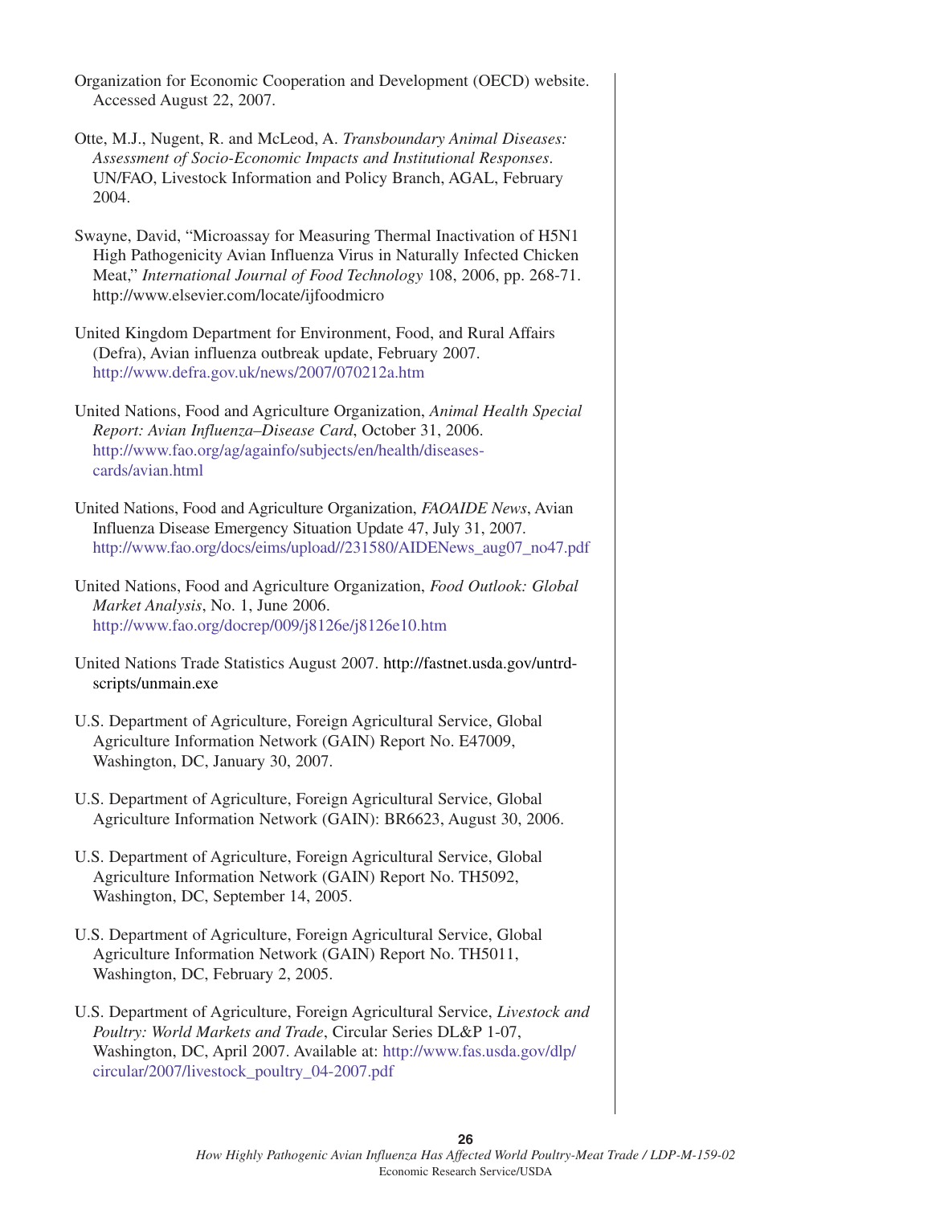Organization for Economic Cooperation and Development (OECD) website. Accessed August 22, 2007.

Otte, M.J., Nugent, R. and McLeod, A. *Transboundary Animal Diseases: Assessment of Socio-Economic Impacts and Institutional Responses*. UN/FAO, Livestock Information and Policy Branch, AGAL, February 2004.

Swayne, David, "Microassay for Measuring Thermal Inactivation of H5N1 High Pathogenicity Avian Influenza Virus in Naturally Infected Chicken Meat," *International Journal of Food Technology* 108, 2006, pp. 268-71. http://www.elsevier.com/locate/ijfoodmicro

United Kingdom Department for Environment, Food, and Rural Affairs (Defra), Avian influenza outbreak update, February 2007. http://www.defra.gov.uk/news/2007/070212a.htm

United Nations, Food and Agriculture Organization, *Animal Health Special Report: Avian Influenza–Disease Card*, October 31, 2006. http://www.fao.org/ag/againfo/subjects/en/health/diseases-cards/avian.html

United Nations, Food and Agriculture Organization, *FAOAIDE News*, Avian Influenza Disease Emergency Situation Update 47, July 31, 2007. http://www.fao.org/docs/eims/upload//231580/AIDENews_aug07_no47.pdf

United Nations, Food and Agriculture Organization, *Food Outlook: Global Market Analysis*, No. 1, June 2006. http://www.fao.org/docrep/009/j8126e/j8126e10.htm

United Nations Trade Statistics August 2007. http://fastnet.usda.gov/untrd-scripts/unmain.exe

U.S. Department of Agriculture, Foreign Agricultural Service, Global Agriculture Information Network (GAIN) Report No. E47009, Washington, DC, January 30, 2007.

U.S. Department of Agriculture, Foreign Agricultural Service, Global Agriculture Information Network (GAIN): BR6623, August 30, 2006.

U.S. Department of Agriculture, Foreign Agricultural Service, Global Agriculture Information Network (GAIN) Report No. TH5092, Washington, DC, September 14, 2005.

U.S. Department of Agriculture, Foreign Agricultural Service, Global Agriculture Information Network (GAIN) Report No. TH5011, Washington, DC, February 2, 2005.

U.S. Department of Agriculture, Foreign Agricultural Service, *Livestock and Poultry: World Markets and Trade*, Circular Series DL&P 1-07, Washington, DC, April 2007. Available at: http://www.fas.usda.gov/dlp/circular/2007/livestock_poultry_04-2007.pdf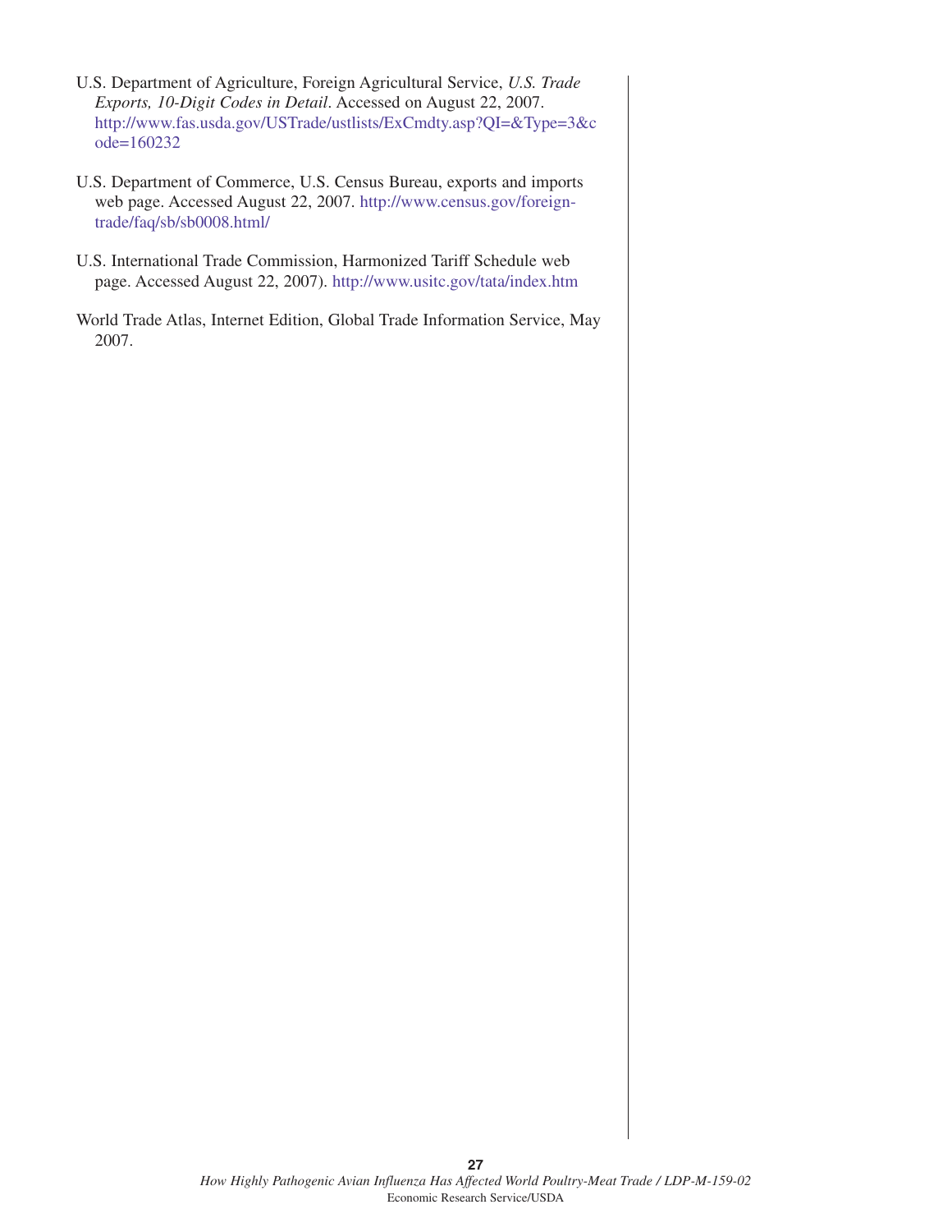U.S. Department of Agriculture, Foreign Agricultural Service, *U.S. Trade Exports, 10-Digit Codes in Detail*. Accessed on August 22, 2007. http://www.fas.usda.gov/USTrade/ustlists/ExCmdty.asp?QI=&Type=3&code=160232

U.S. Department of Commerce, U.S. Census Bureau, exports and imports web page. Accessed August 22, 2007. http://www.census.gov/foreign-trade/faq/sb/sb0008.html/

U.S. International Trade Commission, Harmonized Tariff Schedule web page. Accessed August 22, 2007). http://www.usitc.gov/tata/index.htm

World Trade Atlas, Internet Edition, Global Trade Information Service, May 2007.